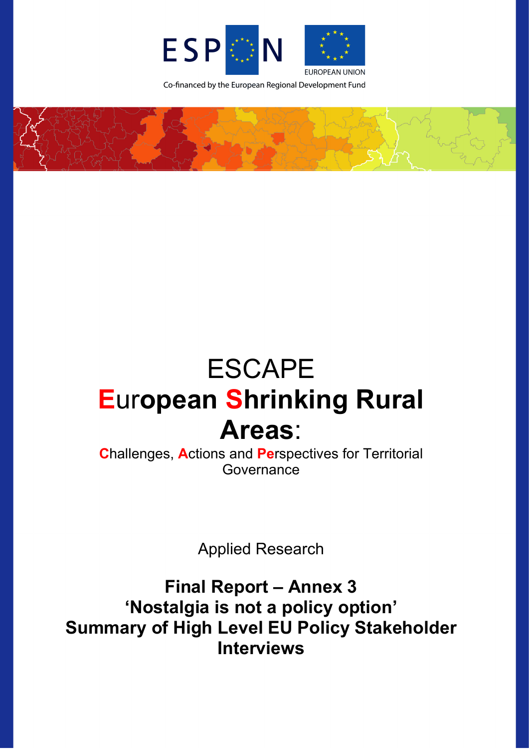ESPON

EUROPEAN UNION

Co-financed by the European Regional Development Fund

# ESCAPE
# European Shrinking Rural Areas:

Challenges, Actions and Perspectives for Territorial Governance

Applied Research

## Final Report – Annex 3
## 'Nostalgia is not a policy option'
## Summary of High Level EU Policy Stakeholder Interviews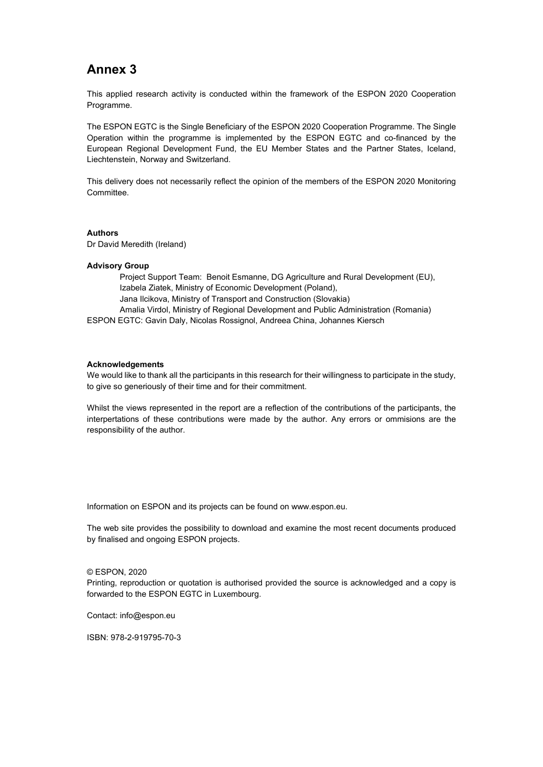# Annex 3

This applied research activity is conducted within the framework of the ESPON 2020 Cooperation Programme.

The ESPON EGTC is the Single Beneficiary of the ESPON 2020 Cooperation Programme. The Single Operation within the programme is implemented by the ESPON EGTC and co-financed by the European Regional Development Fund, the EU Member States and the Partner States, Iceland, Liechtenstein, Norway and Switzerland.

This delivery does not necessarily reflect the opinion of the members of the ESPON 2020 Monitoring Committee.

**Authors**
Dr David Meredith (Ireland)

**Advisory Group**

Project Support Team: Benoit Esmanne, DG Agriculture and Rural Development (EU),
Izabela Ziatek, Ministry of Economic Development (Poland),
Jana Ilcikova, Ministry of Transport and Construction (Slovakia)
Amalia Virdol, Ministry of Regional Development and Public Administration (Romania)

ESPON EGTC: Gavin Daly, Nicolas Rossignol, Andreea China, Johannes Kiersch

**Acknowledgements**
We would like to thank all the participants in this research for their willingness to participate in the study, to give so generiously of their time and for their commitment.

Whilst the views represented in the report are a reflection of the contributions of the participants, the interpertations of these contributions were made by the author. Any errors or ommisions are the responsibility of the author.

Information on ESPON and its projects can be found on www.espon.eu.

The web site provides the possibility to download and examine the most recent documents produced by finalised and ongoing ESPON projects.

© ESPON, 2020
Printing, reproduction or quotation is authorised provided the source is acknowledged and a copy is forwarded to the ESPON EGTC in Luxembourg.

Contact: info@espon.eu

ISBN: 978-2-919795-70-3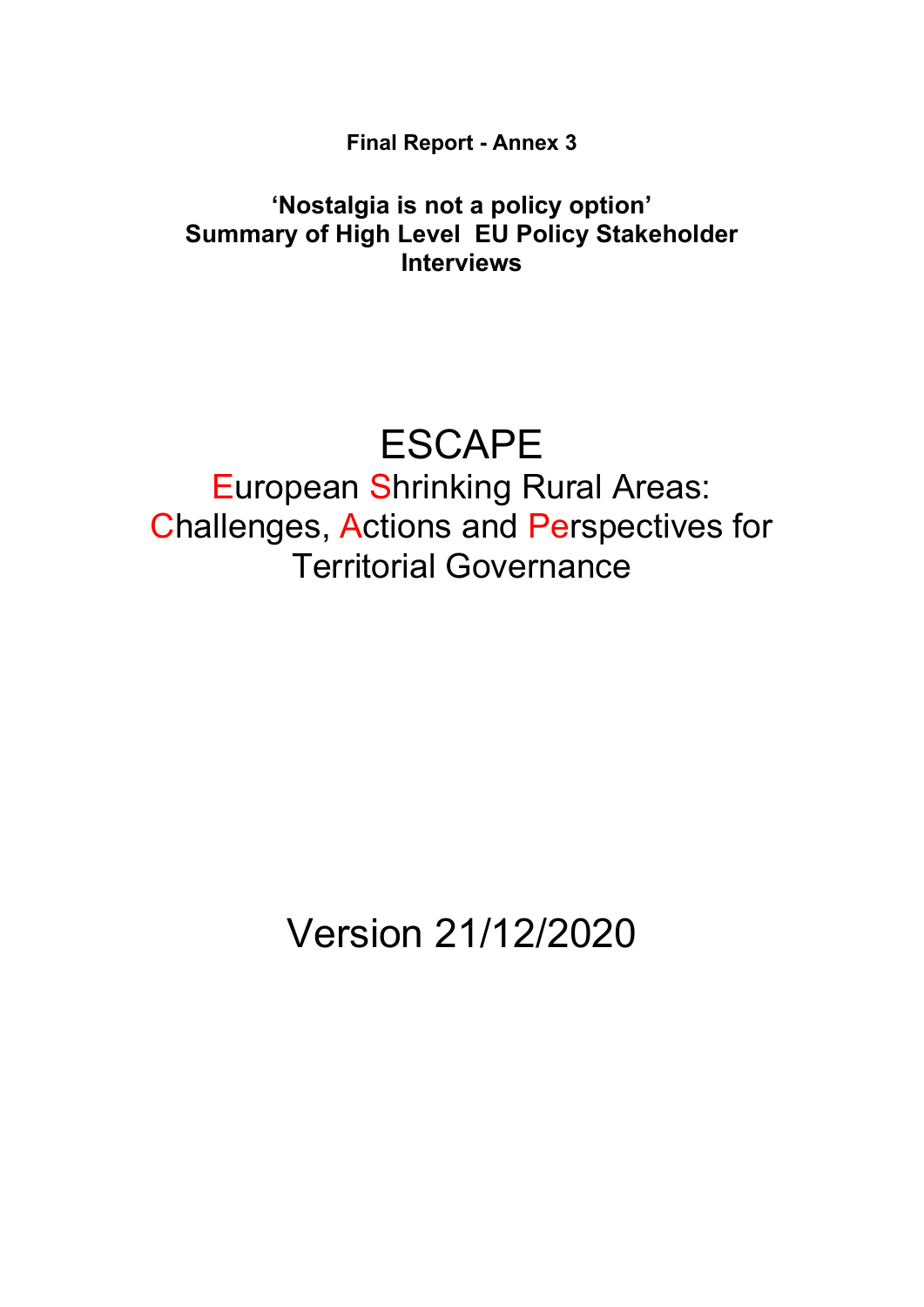**Final Report - Annex 3**

**'Nostalgia is not a policy option'**
**Summary of High Level EU Policy Stakeholder Interviews**

# ESCAPE

European Shrinking Rural Areas: Challenges, Actions and Perspectives for Territorial Governance

Version 21/12/2020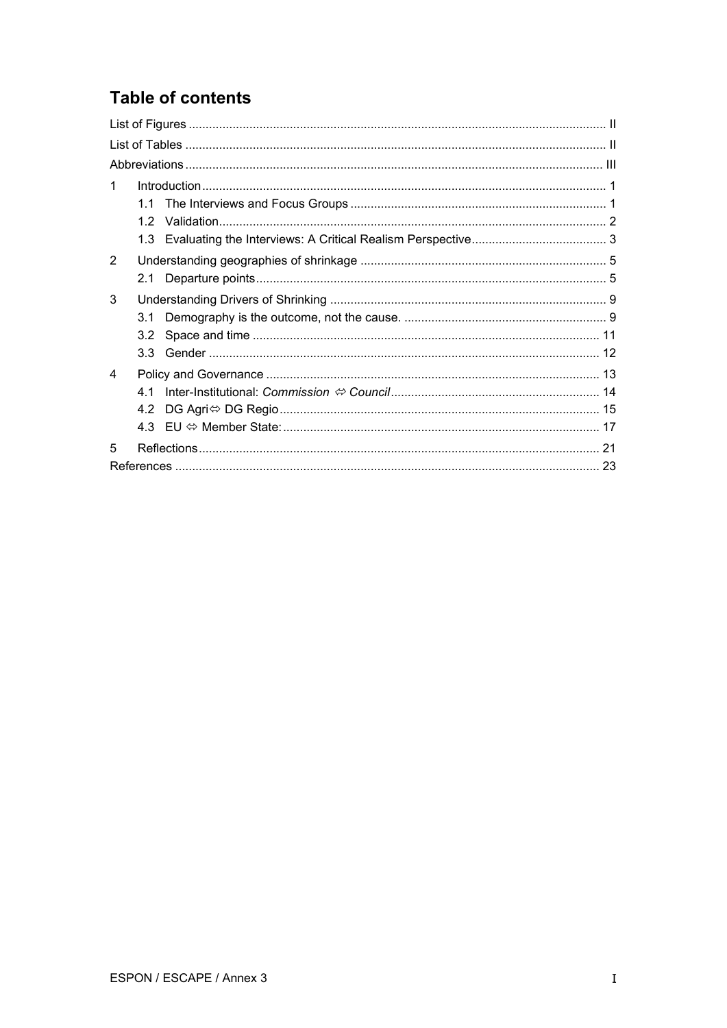## Table of contents

List of Figures ........ II

List of Tables ........ II

Abbreviations ........ III

1 Introduction ........ 1
   - 1.1 The Interviews and Focus Groups ........ 1
   - 1.2 Validation ........ 2
   - 1.3 Evaluating the Interviews: A Critical Realism Perspective ........ 3

2 Understanding geographies of shrinkage ........ 5
   - 2.1 Departure points ........ 5

3 Understanding Drivers of Shrinking ........ 9
   - 3.1 Demography is the outcome, not the cause. ........ 9
   - 3.2 Space and time ........ 11
   - 3.3 Gender ........ 12

4 Policy and Governance ........ 13
   - 4.1 Inter-Institutional: *Commission ⇔ Council* ........ 14
   - 4.2 DG Agri⇔ DG Regio ........ 15
   - 4.3 EU ⇔ Member State: ........ 17

5 Reflections ........ 21

References ........ 23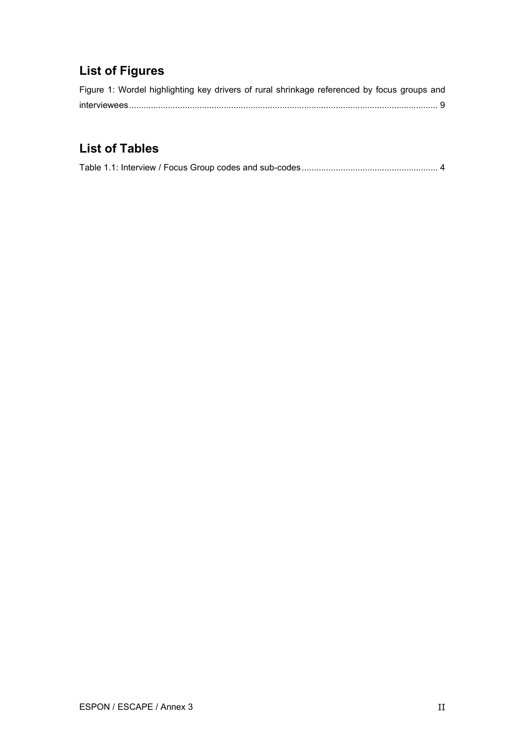## List of Figures

Figure 1: Wordel highlighting key drivers of rural shrinkage referenced by focus groups and interviewees ............ 9

## List of Tables

Table 1.1: Interview / Focus Group codes and sub-codes ............ 4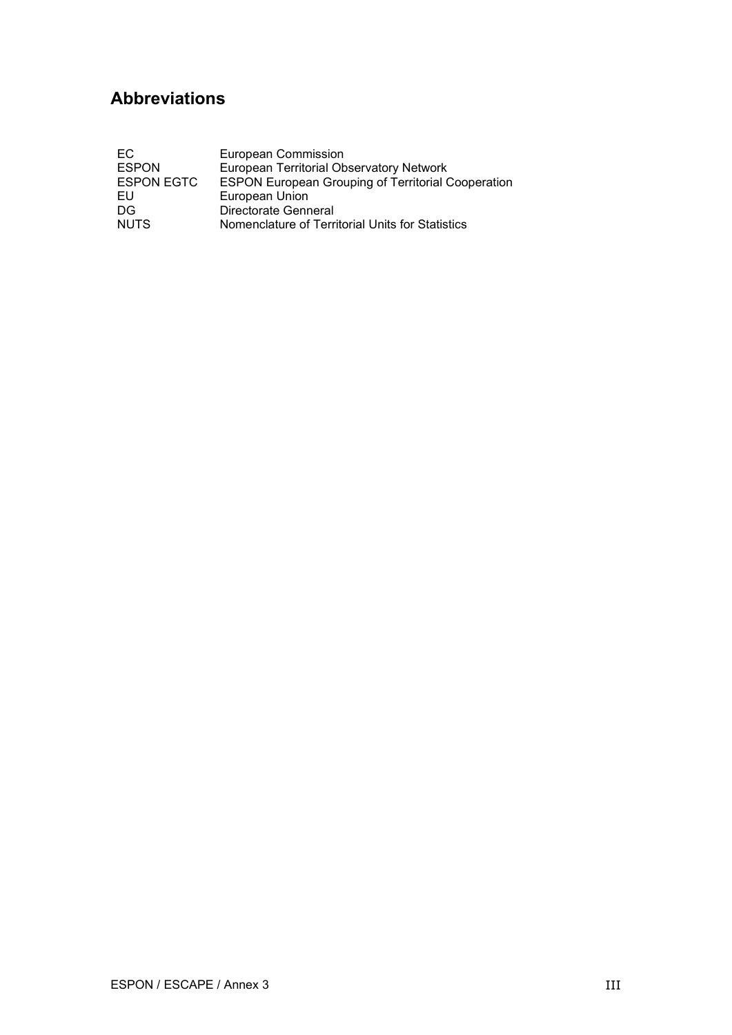# Abbreviations

| | |
|---|---|
| EC | European Commission |
| ESPON | European Territorial Observatory Network |
| ESPON EGTC | ESPON European Grouping of Territorial Cooperation |
| EU | European Union |
| DG | Directorate Genneral |
| NUTS | Nomenclature of Territorial Units for Statistics |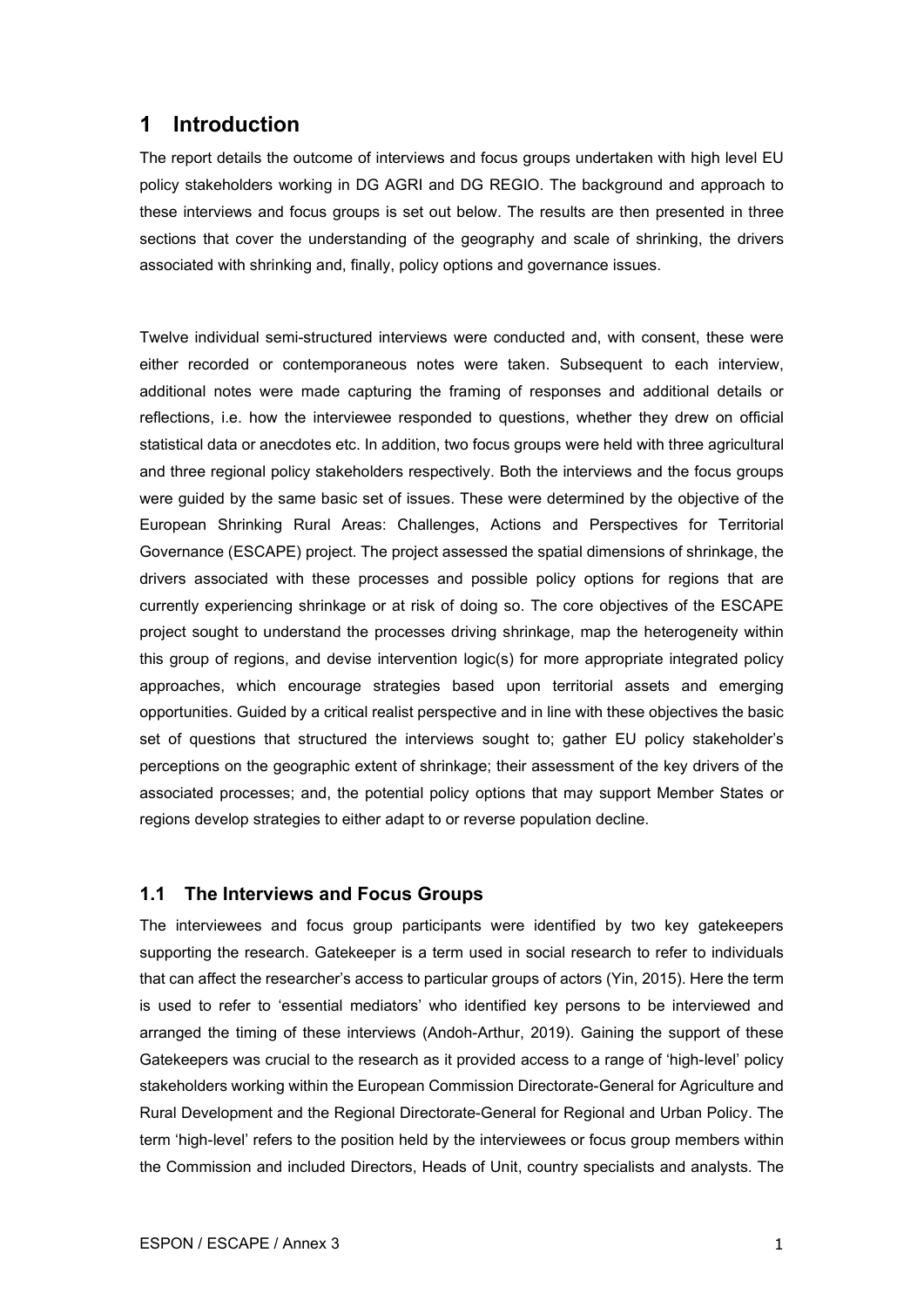# 1 Introduction

The report details the outcome of interviews and focus groups undertaken with high level EU policy stakeholders working in DG AGRI and DG REGIO. The background and approach to these interviews and focus groups is set out below. The results are then presented in three sections that cover the understanding of the geography and scale of shrinking, the drivers associated with shrinking and, finally, policy options and governance issues.

Twelve individual semi-structured interviews were conducted and, with consent, these were either recorded or contemporaneous notes were taken. Subsequent to each interview, additional notes were made capturing the framing of responses and additional details or reflections, i.e. how the interviewee responded to questions, whether they drew on official statistical data or anecdotes etc. In addition, two focus groups were held with three agricultural and three regional policy stakeholders respectively. Both the interviews and the focus groups were guided by the same basic set of issues. These were determined by the objective of the European Shrinking Rural Areas: Challenges, Actions and Perspectives for Territorial Governance (ESCAPE) project. The project assessed the spatial dimensions of shrinkage, the drivers associated with these processes and possible policy options for regions that are currently experiencing shrinkage or at risk of doing so. The core objectives of the ESCAPE project sought to understand the processes driving shrinkage, map the heterogeneity within this group of regions, and devise intervention logic(s) for more appropriate integrated policy approaches, which encourage strategies based upon territorial assets and emerging opportunities. Guided by a critical realist perspective and in line with these objectives the basic set of questions that structured the interviews sought to; gather EU policy stakeholder's perceptions on the geographic extent of shrinkage; their assessment of the key drivers of the associated processes; and, the potential policy options that may support Member States or regions develop strategies to either adapt to or reverse population decline.

## 1.1 The Interviews and Focus Groups

The interviewees and focus group participants were identified by two key gatekeepers supporting the research. Gatekeeper is a term used in social research to refer to individuals that can affect the researcher's access to particular groups of actors (Yin, 2015). Here the term is used to refer to 'essential mediators' who identified key persons to be interviewed and arranged the timing of these interviews (Andoh-Arthur, 2019). Gaining the support of these Gatekeepers was crucial to the research as it provided access to a range of 'high-level' policy stakeholders working within the European Commission Directorate-General for Agriculture and Rural Development and the Regional Directorate-General for Regional and Urban Policy. The term 'high-level' refers to the position held by the interviewees or focus group members within the Commission and included Directors, Heads of Unit, country specialists and analysts. The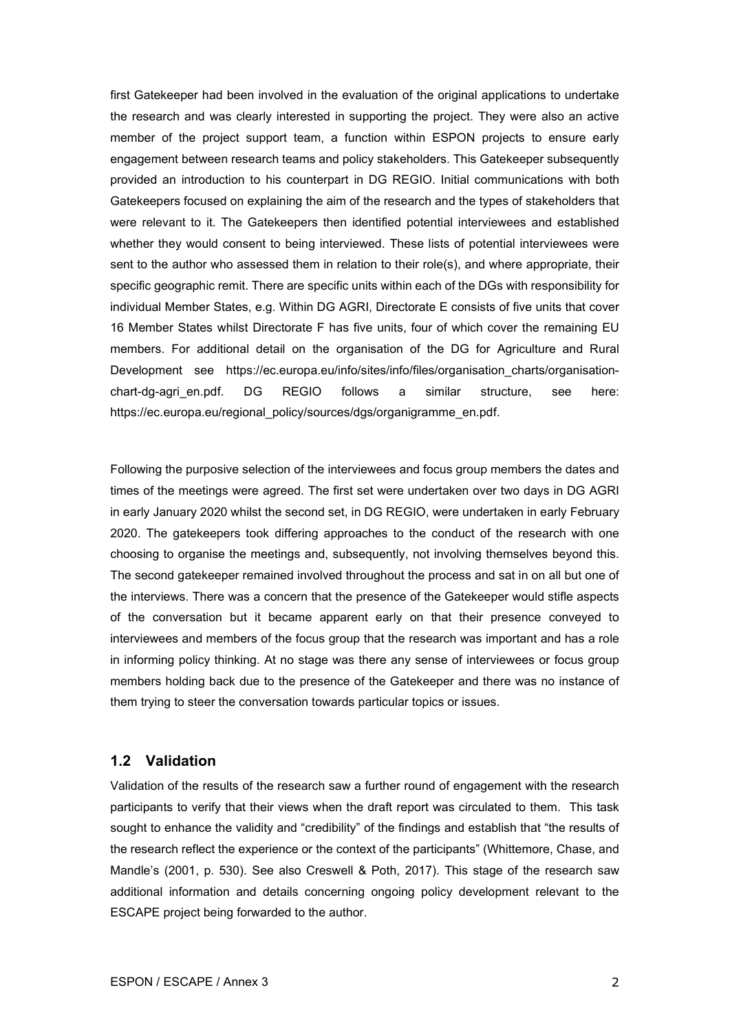first Gatekeeper had been involved in the evaluation of the original applications to undertake the research and was clearly interested in supporting the project. They were also an active member of the project support team, a function within ESPON projects to ensure early engagement between research teams and policy stakeholders. This Gatekeeper subsequently provided an introduction to his counterpart in DG REGIO. Initial communications with both Gatekeepers focused on explaining the aim of the research and the types of stakeholders that were relevant to it. The Gatekeepers then identified potential interviewees and established whether they would consent to being interviewed. These lists of potential interviewees were sent to the author who assessed them in relation to their role(s), and where appropriate, their specific geographic remit. There are specific units within each of the DGs with responsibility for individual Member States, e.g. Within DG AGRI, Directorate E consists of five units that cover 16 Member States whilst Directorate F has five units, four of which cover the remaining EU members. For additional detail on the organisation of the DG for Agriculture and Rural Development see https://ec.europa.eu/info/sites/info/files/organisation_charts/organisation-chart-dg-agri_en.pdf. DG REGIO follows a similar structure, see here: https://ec.europa.eu/regional_policy/sources/dgs/organigramme_en.pdf.

Following the purposive selection of the interviewees and focus group members the dates and times of the meetings were agreed. The first set were undertaken over two days in DG AGRI in early January 2020 whilst the second set, in DG REGIO, were undertaken in early February 2020. The gatekeepers took differing approaches to the conduct of the research with one choosing to organise the meetings and, subsequently, not involving themselves beyond this. The second gatekeeper remained involved throughout the process and sat in on all but one of the interviews. There was a concern that the presence of the Gatekeeper would stifle aspects of the conversation but it became apparent early on that their presence conveyed to interviewees and members of the focus group that the research was important and has a role in informing policy thinking. At no stage was there any sense of interviewees or focus group members holding back due to the presence of the Gatekeeper and there was no instance of them trying to steer the conversation towards particular topics or issues.

## 1.2 Validation

Validation of the results of the research saw a further round of engagement with the research participants to verify that their views when the draft report was circulated to them. This task sought to enhance the validity and "credibility" of the findings and establish that "the results of the research reflect the experience or the context of the participants" (Whittemore, Chase, and Mandle's (2001, p. 530). See also Creswell & Poth, 2017). This stage of the research saw additional information and details concerning ongoing policy development relevant to the ESCAPE project being forwarded to the author.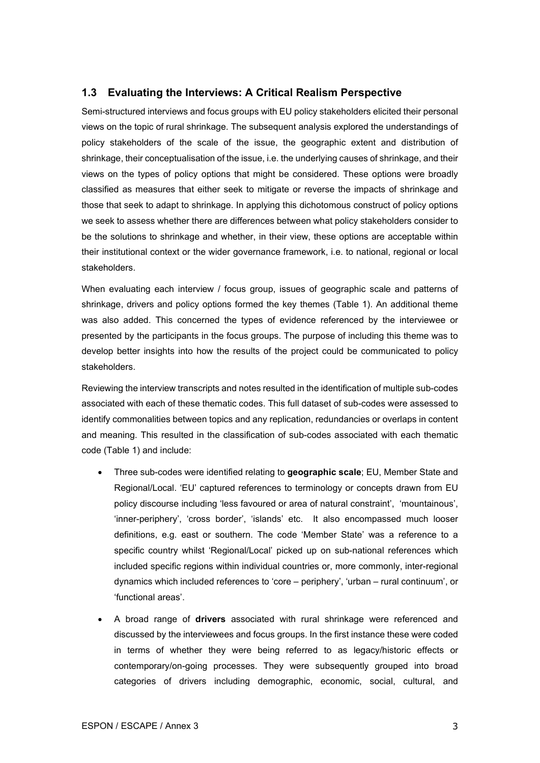## 1.3 Evaluating the Interviews: A Critical Realism Perspective

Semi-structured interviews and focus groups with EU policy stakeholders elicited their personal views on the topic of rural shrinkage. The subsequent analysis explored the understandings of policy stakeholders of the scale of the issue, the geographic extent and distribution of shrinkage, their conceptualisation of the issue, i.e. the underlying causes of shrinkage, and their views on the types of policy options that might be considered. These options were broadly classified as measures that either seek to mitigate or reverse the impacts of shrinkage and those that seek to adapt to shrinkage. In applying this dichotomous construct of policy options we seek to assess whether there are differences between what policy stakeholders consider to be the solutions to shrinkage and whether, in their view, these options are acceptable within their institutional context or the wider governance framework, i.e. to national, regional or local stakeholders.

When evaluating each interview / focus group, issues of geographic scale and patterns of shrinkage, drivers and policy options formed the key themes (Table 1). An additional theme was also added. This concerned the types of evidence referenced by the interviewee or presented by the participants in the focus groups. The purpose of including this theme was to develop better insights into how the results of the project could be communicated to policy stakeholders.

Reviewing the interview transcripts and notes resulted in the identification of multiple sub-codes associated with each of these thematic codes. This full dataset of sub-codes were assessed to identify commonalities between topics and any replication, redundancies or overlaps in content and meaning. This resulted in the classification of sub-codes associated with each thematic code (Table 1) and include:

- Three sub-codes were identified relating to **geographic scale**; EU, Member State and Regional/Local. 'EU' captured references to terminology or concepts drawn from EU policy discourse including 'less favoured or area of natural constraint', 'mountainous', 'inner-periphery', 'cross border', 'islands' etc. It also encompassed much looser definitions, e.g. east or southern. The code 'Member State' was a reference to a specific country whilst 'Regional/Local' picked up on sub-national references which included specific regions within individual countries or, more commonly, inter-regional dynamics which included references to 'core – periphery', 'urban – rural continuum', or 'functional areas'.
- A broad range of **drivers** associated with rural shrinkage were referenced and discussed by the interviewees and focus groups. In the first instance these were coded in terms of whether they were being referred to as legacy/historic effects or contemporary/on-going processes. They were subsequently grouped into broad categories of drivers including demographic, economic, social, cultural, and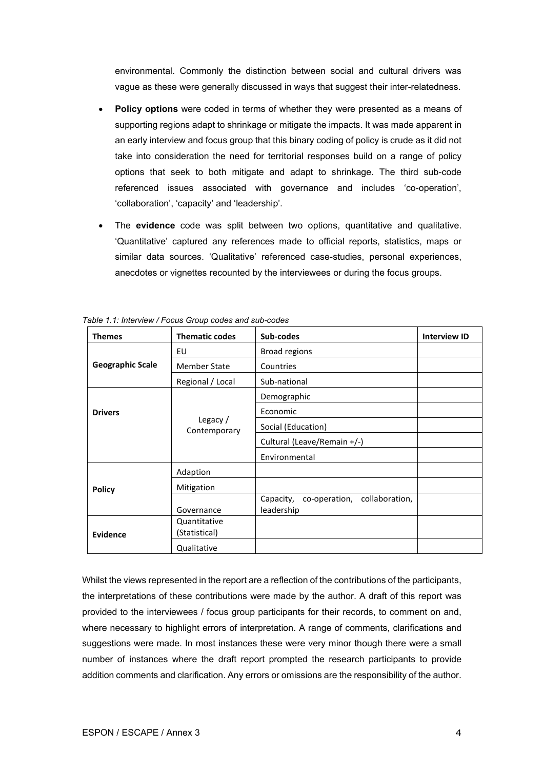environmental. Commonly the distinction between social and cultural drivers was vague as these were generally discussed in ways that suggest their inter-relatedness.

- **Policy options** were coded in terms of whether they were presented as a means of supporting regions adapt to shrinkage or mitigate the impacts. It was made apparent in an early interview and focus group that this binary coding of policy is crude as it did not take into consideration the need for territorial responses build on a range of policy options that seek to both mitigate and adapt to shrinkage. The third sub-code referenced issues associated with governance and includes 'co-operation', 'collaboration', 'capacity' and 'leadership'.

- The **evidence** code was split between two options, quantitative and qualitative. 'Quantitative' captured any references made to official reports, statistics, maps or similar data sources. 'Qualitative' referenced case-studies, personal experiences, anecdotes or vignettes recounted by the interviewees or during the focus groups.

*Table 1.1: Interview / Focus Group codes and sub-codes*

| Themes | Thematic codes | Sub-codes | Interview ID |
|---|---|---|---|
| **Geographic Scale** | EU | Broad regions | |
| | Member State | Countries | |
| | Regional / Local | Sub-national | |
| **Drivers** | Legacy / Contemporary | Demographic | |
| | | Economic | |
| | | Social (Education) | |
| | | Cultural (Leave/Remain +/-) | |
| | | Environmental | |
| **Policy** | Adaption | | |
| | Mitigation | | |
| | Governance | Capacity, co-operation, collaboration, leadership | |
| **Evidence** | Quantitative (Statistical) | | |
| | Qualitative | | |

Whilst the views represented in the report are a reflection of the contributions of the participants, the interpretations of these contributions were made by the author. A draft of this report was provided to the interviewees / focus group participants for their records, to comment on and, where necessary to highlight errors of interpretation. A range of comments, clarifications and suggestions were made. In most instances these were very minor though there were a small number of instances where the draft report prompted the research participants to provide addition comments and clarification. Any errors or omissions are the responsibility of the author.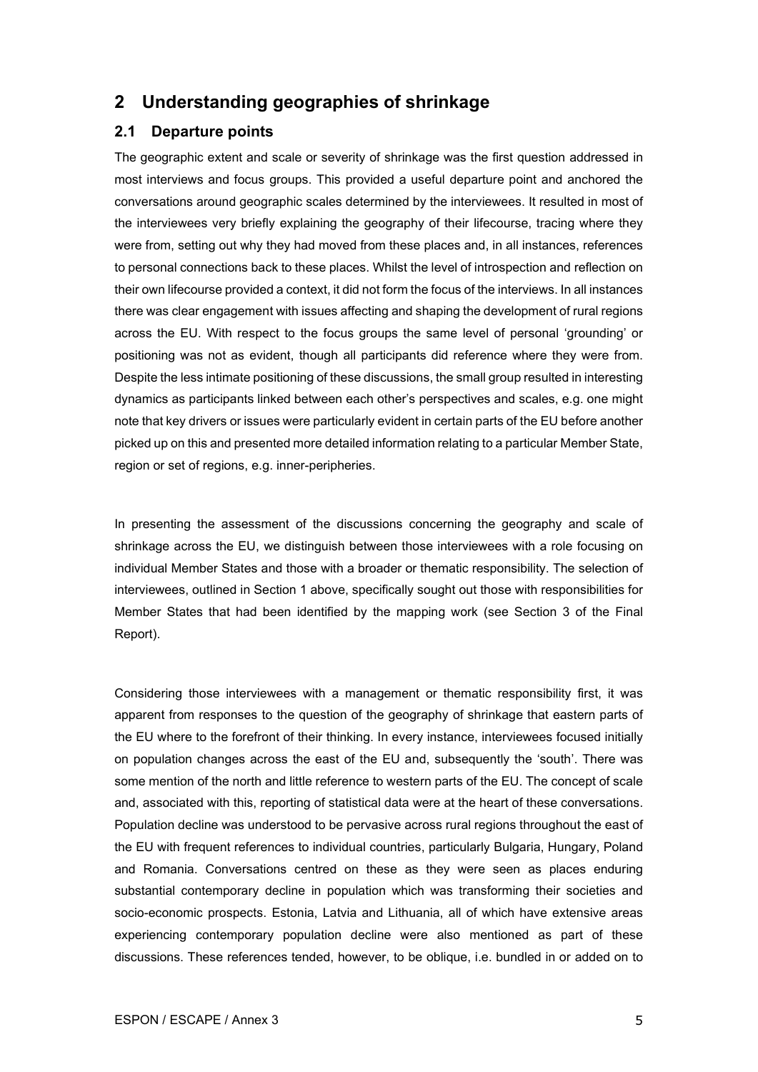# 2 Understanding geographies of shrinkage

## 2.1 Departure points

The geographic extent and scale or severity of shrinkage was the first question addressed in most interviews and focus groups. This provided a useful departure point and anchored the conversations around geographic scales determined by the interviewees. It resulted in most of the interviewees very briefly explaining the geography of their lifecourse, tracing where they were from, setting out why they had moved from these places and, in all instances, references to personal connections back to these places. Whilst the level of introspection and reflection on their own lifecourse provided a context, it did not form the focus of the interviews. In all instances there was clear engagement with issues affecting and shaping the development of rural regions across the EU. With respect to the focus groups the same level of personal 'grounding' or positioning was not as evident, though all participants did reference where they were from. Despite the less intimate positioning of these discussions, the small group resulted in interesting dynamics as participants linked between each other's perspectives and scales, e.g. one might note that key drivers or issues were particularly evident in certain parts of the EU before another picked up on this and presented more detailed information relating to a particular Member State, region or set of regions, e.g. inner-peripheries.

In presenting the assessment of the discussions concerning the geography and scale of shrinkage across the EU, we distinguish between those interviewees with a role focusing on individual Member States and those with a broader or thematic responsibility. The selection of interviewees, outlined in Section 1 above, specifically sought out those with responsibilities for Member States that had been identified by the mapping work (see Section 3 of the Final Report).

Considering those interviewees with a management or thematic responsibility first, it was apparent from responses to the question of the geography of shrinkage that eastern parts of the EU where to the forefront of their thinking. In every instance, interviewees focused initially on population changes across the east of the EU and, subsequently the 'south'. There was some mention of the north and little reference to western parts of the EU. The concept of scale and, associated with this, reporting of statistical data were at the heart of these conversations. Population decline was understood to be pervasive across rural regions throughout the east of the EU with frequent references to individual countries, particularly Bulgaria, Hungary, Poland and Romania. Conversations centred on these as they were seen as places enduring substantial contemporary decline in population which was transforming their societies and socio-economic prospects. Estonia, Latvia and Lithuania, all of which have extensive areas experiencing contemporary population decline were also mentioned as part of these discussions. These references tended, however, to be oblique, i.e. bundled in or added on to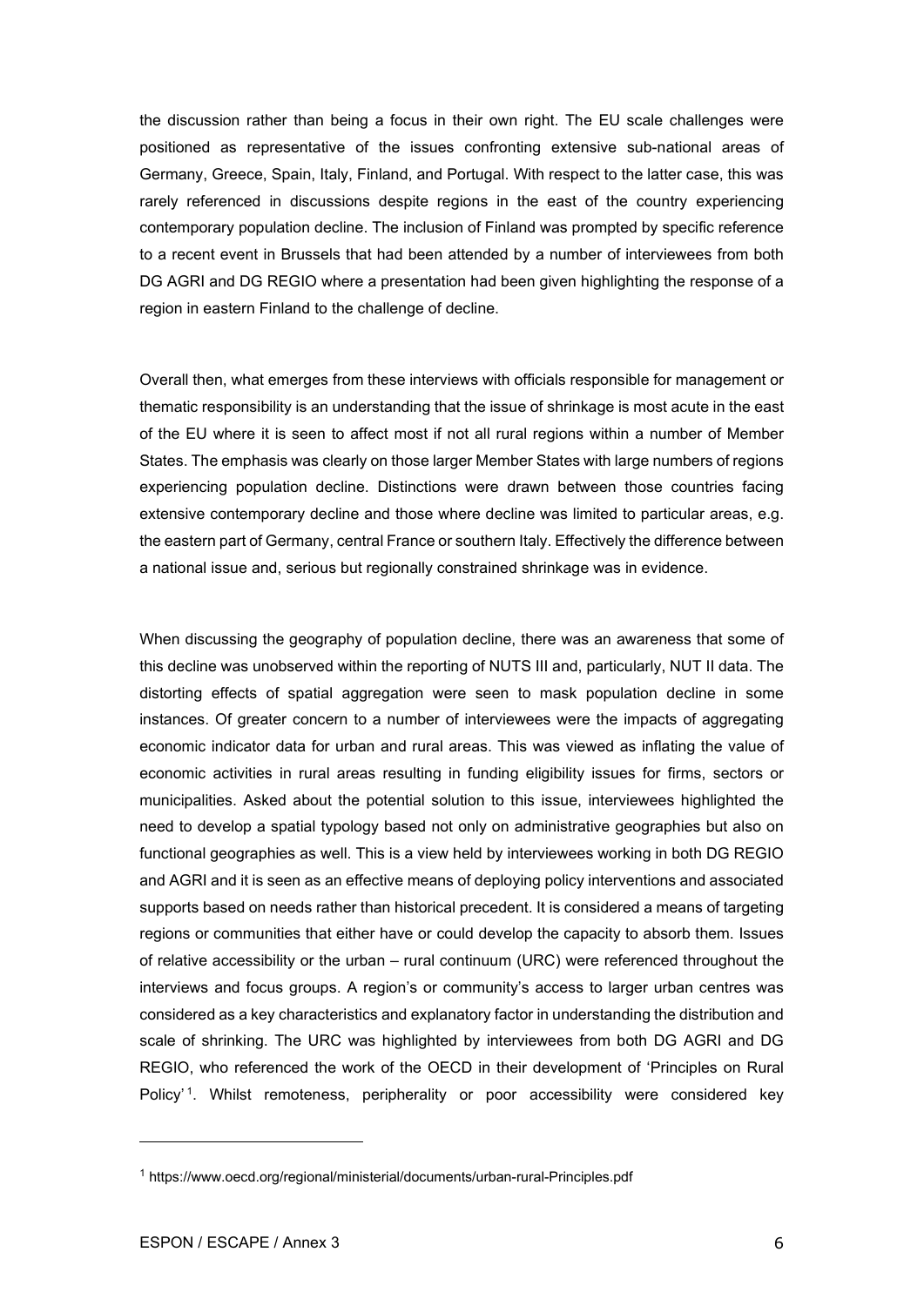the discussion rather than being a focus in their own right. The EU scale challenges were positioned as representative of the issues confronting extensive sub-national areas of Germany, Greece, Spain, Italy, Finland, and Portugal. With respect to the latter case, this was rarely referenced in discussions despite regions in the east of the country experiencing contemporary population decline. The inclusion of Finland was prompted by specific reference to a recent event in Brussels that had been attended by a number of interviewees from both DG AGRI and DG REGIO where a presentation had been given highlighting the response of a region in eastern Finland to the challenge of decline.

Overall then, what emerges from these interviews with officials responsible for management or thematic responsibility is an understanding that the issue of shrinkage is most acute in the east of the EU where it is seen to affect most if not all rural regions within a number of Member States. The emphasis was clearly on those larger Member States with large numbers of regions experiencing population decline. Distinctions were drawn between those countries facing extensive contemporary decline and those where decline was limited to particular areas, e.g. the eastern part of Germany, central France or southern Italy. Effectively the difference between a national issue and, serious but regionally constrained shrinkage was in evidence.

When discussing the geography of population decline, there was an awareness that some of this decline was unobserved within the reporting of NUTS III and, particularly, NUT II data. The distorting effects of spatial aggregation were seen to mask population decline in some instances. Of greater concern to a number of interviewees were the impacts of aggregating economic indicator data for urban and rural areas. This was viewed as inflating the value of economic activities in rural areas resulting in funding eligibility issues for firms, sectors or municipalities. Asked about the potential solution to this issue, interviewees highlighted the need to develop a spatial typology based not only on administrative geographies but also on functional geographies as well. This is a view held by interviewees working in both DG REGIO and AGRI and it is seen as an effective means of deploying policy interventions and associated supports based on needs rather than historical precedent. It is considered a means of targeting regions or communities that either have or could develop the capacity to absorb them. Issues of relative accessibility or the urban – rural continuum (URC) were referenced throughout the interviews and focus groups. A region's or community's access to larger urban centres was considered as a key characteristics and explanatory factor in understanding the distribution and scale of shrinking. The URC was highlighted by interviewees from both DG AGRI and DG REGIO, who referenced the work of the OECD in their development of 'Principles on Rural Policy' [1]. Whilst remoteness, peripherality or poor accessibility were considered key

[1] https://www.oecd.org/regional/ministerial/documents/urban-rural-Principles.pdf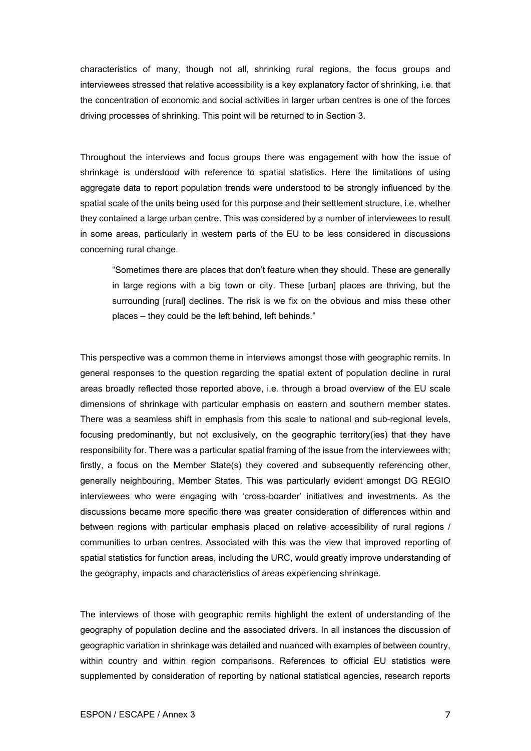characteristics of many, though not all, shrinking rural regions, the focus groups and interviewees stressed that relative accessibility is a key explanatory factor of shrinking, i.e. that the concentration of economic and social activities in larger urban centres is one of the forces driving processes of shrinking. This point will be returned to in Section 3.

Throughout the interviews and focus groups there was engagement with how the issue of shrinkage is understood with reference to spatial statistics. Here the limitations of using aggregate data to report population trends were understood to be strongly influenced by the spatial scale of the units being used for this purpose and their settlement structure, i.e. whether they contained a large urban centre. This was considered by a number of interviewees to result in some areas, particularly in western parts of the EU to be less considered in discussions concerning rural change.

> "Sometimes there are places that don't feature when they should. These are generally in large regions with a big town or city. These [urban] places are thriving, but the surrounding [rural] declines. The risk is we fix on the obvious and miss these other places – they could be the left behind, left behinds."

This perspective was a common theme in interviews amongst those with geographic remits. In general responses to the question regarding the spatial extent of population decline in rural areas broadly reflected those reported above, i.e. through a broad overview of the EU scale dimensions of shrinkage with particular emphasis on eastern and southern member states. There was a seamless shift in emphasis from this scale to national and sub-regional levels, focusing predominantly, but not exclusively, on the geographic territory(ies) that they have responsibility for. There was a particular spatial framing of the issue from the interviewees with; firstly, a focus on the Member State(s) they covered and subsequently referencing other, generally neighbouring, Member States. This was particularly evident amongst DG REGIO interviewees who were engaging with 'cross-boarder' initiatives and investments. As the discussions became more specific there was greater consideration of differences within and between regions with particular emphasis placed on relative accessibility of rural regions / communities to urban centres. Associated with this was the view that improved reporting of spatial statistics for function areas, including the URC, would greatly improve understanding of the geography, impacts and characteristics of areas experiencing shrinkage.

The interviews of those with geographic remits highlight the extent of understanding of the geography of population decline and the associated drivers. In all instances the discussion of geographic variation in shrinkage was detailed and nuanced with examples of between country, within country and within region comparisons. References to official EU statistics were supplemented by consideration of reporting by national statistical agencies, research reports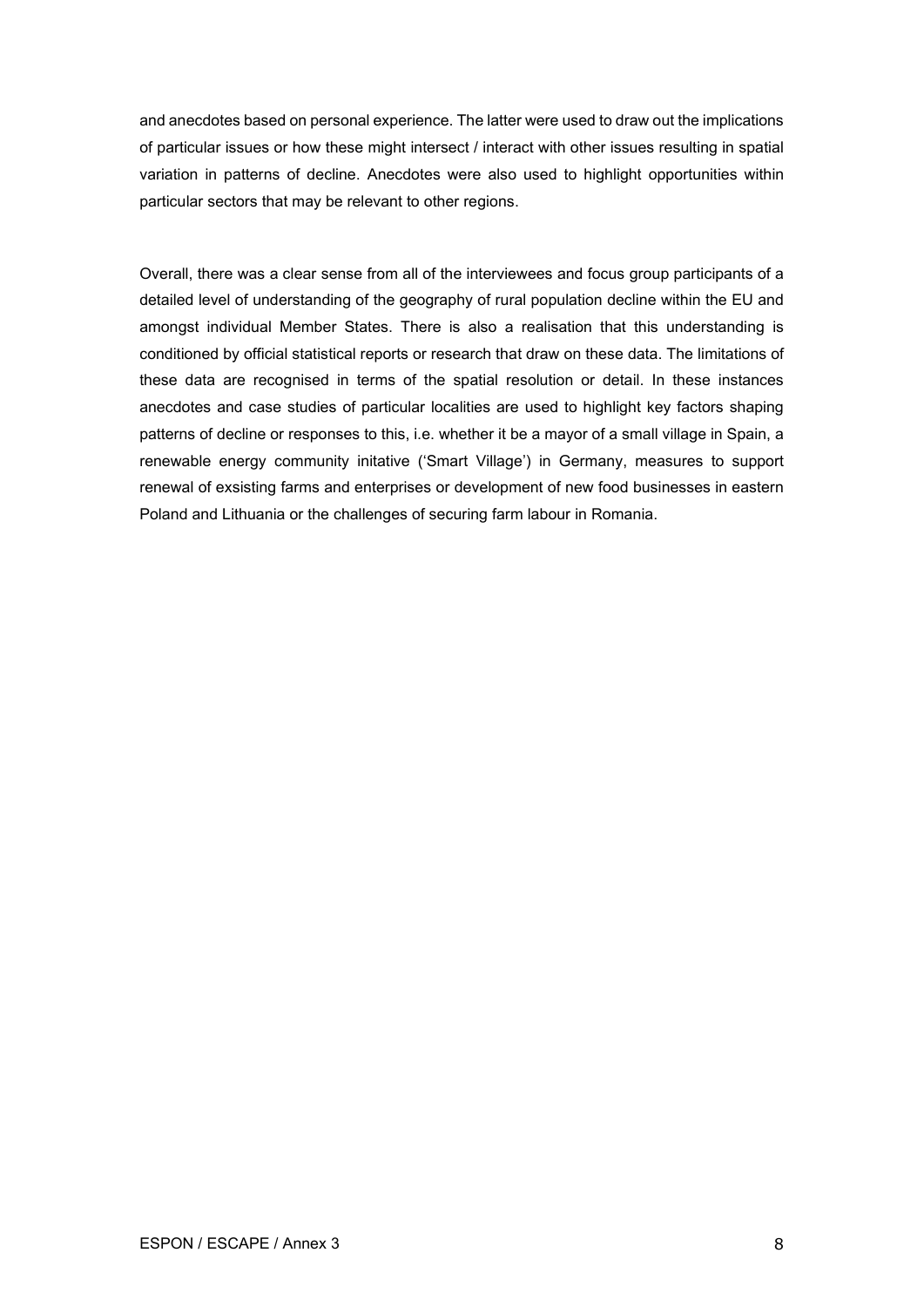and anecdotes based on personal experience. The latter were used to draw out the implications of particular issues or how these might intersect / interact with other issues resulting in spatial variation in patterns of decline. Anecdotes were also used to highlight opportunities within particular sectors that may be relevant to other regions.

Overall, there was a clear sense from all of the interviewees and focus group participants of a detailed level of understanding of the geography of rural population decline within the EU and amongst individual Member States. There is also a realisation that this understanding is conditioned by official statistical reports or research that draw on these data. The limitations of these data are recognised in terms of the spatial resolution or detail. In these instances anecdotes and case studies of particular localities are used to highlight key factors shaping patterns of decline or responses to this, i.e. whether it be a mayor of a small village in Spain, a renewable energy community initative ('Smart Village') in Germany, measures to support renewal of exsisting farms and enterprises or development of new food businesses in eastern Poland and Lithuania or the challenges of securing farm labour in Romania.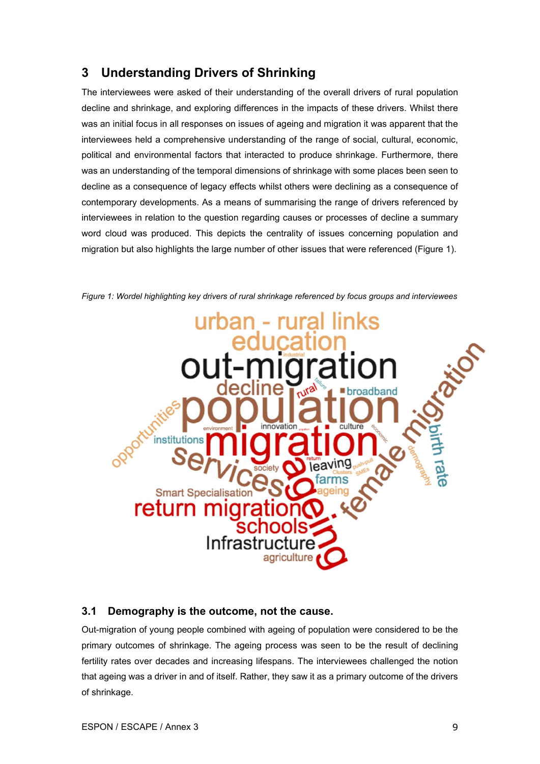# 3 Understanding Drivers of Shrinking

The interviewees were asked of their understanding of the overall drivers of rural population decline and shrinkage, and exploring differences in the impacts of these drivers. Whilst there was an initial focus in all responses on issues of ageing and migration it was apparent that the interviewees held a comprehensive understanding of the range of social, cultural, economic, political and environmental factors that interacted to produce shrinkage. Furthermore, there was an understanding of the temporal dimensions of shrinkage with some places been seen to decline as a consequence of legacy effects whilst others were declining as a consequence of contemporary developments. As a means of summarising the range of drivers referenced by interviewees in relation to the question regarding causes or processes of decline a summary word cloud was produced. This depicts the centrality of issues concerning population and migration but also highlights the large number of other issues that were referenced (Figure 1).

*Figure 1: Wordel highlighting key drivers of rural shrinkage referenced by focus groups and interviewees*

## 3.1 Demography is the outcome, not the cause.

Out-migration of young people combined with ageing of population were considered to be the primary outcomes of shrinkage. The ageing process was seen to be the result of declining fertility rates over decades and increasing lifespans. The interviewees challenged the notion that ageing was a driver in and of itself. Rather, they saw it as a primary outcome of the drivers of shrinkage.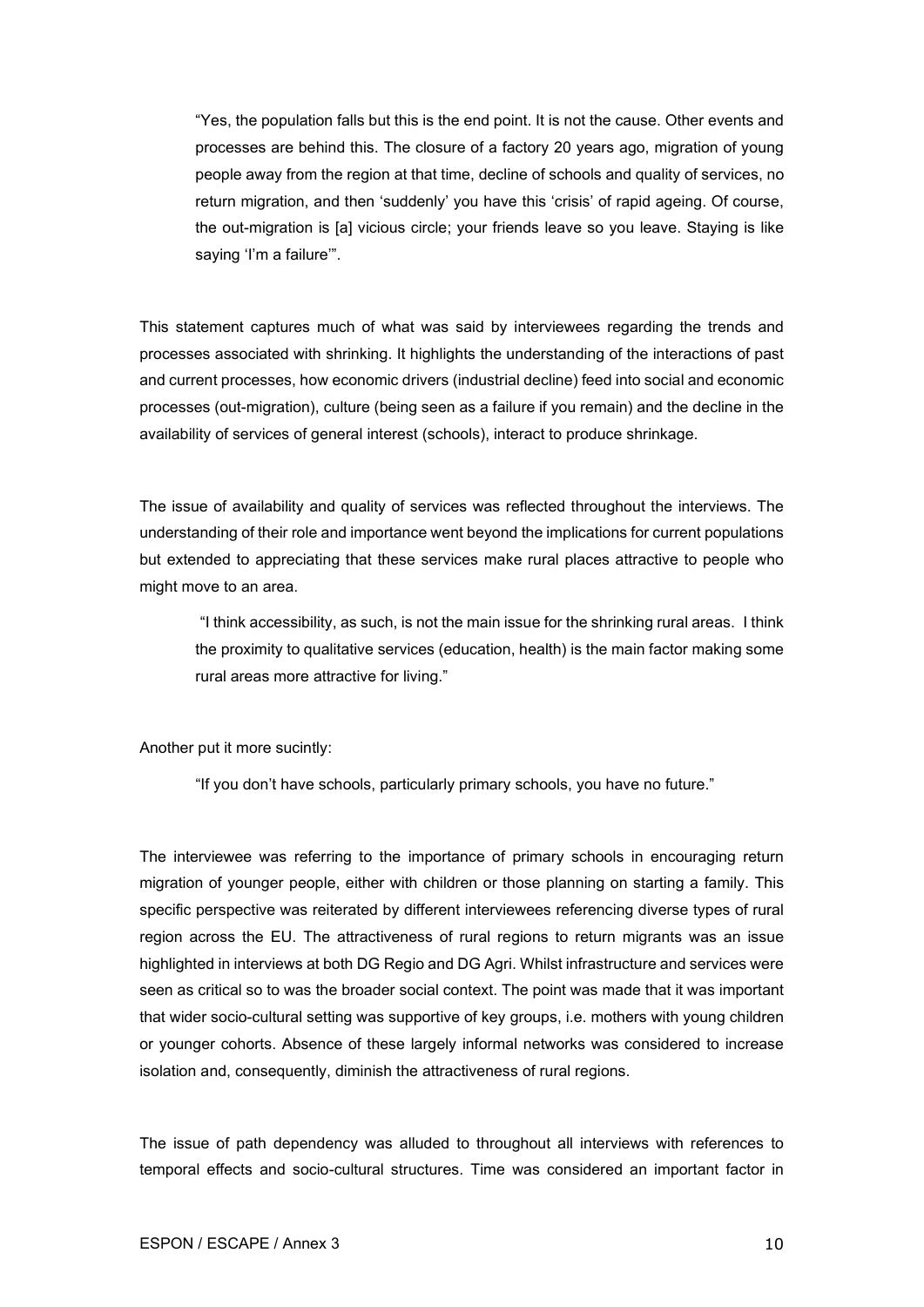> "Yes, the population falls but this is the end point. It is not the cause. Other events and processes are behind this. The closure of a factory 20 years ago, migration of young people away from the region at that time, decline of schools and quality of services, no return migration, and then 'suddenly' you have this 'crisis' of rapid ageing. Of course, the out-migration is [a] vicious circle; your friends leave so you leave. Staying is like saying 'I'm a failure'".

This statement captures much of what was said by interviewees regarding the trends and processes associated with shrinking. It highlights the understanding of the interactions of past and current processes, how economic drivers (industrial decline) feed into social and economic processes (out-migration), culture (being seen as a failure if you remain) and the decline in the availability of services of general interest (schools), interact to produce shrinkage.

The issue of availability and quality of services was reflected throughout the interviews. The understanding of their role and importance went beyond the implications for current populations but extended to appreciating that these services make rural places attractive to people who might move to an area.

> "I think accessibility, as such, is not the main issue for the shrinking rural areas. I think the proximity to qualitative services (education, health) is the main factor making some rural areas more attractive for living."

Another put it more sucintly:

> "If you don't have schools, particularly primary schools, you have no future."

The interviewee was referring to the importance of primary schools in encouraging return migration of younger people, either with children or those planning on starting a family. This specific perspective was reiterated by different interviewees referencing diverse types of rural region across the EU. The attractiveness of rural regions to return migrants was an issue highlighted in interviews at both DG Regio and DG Agri. Whilst infrastructure and services were seen as critical so to was the broader social context. The point was made that it was important that wider socio-cultural setting was supportive of key groups, i.e. mothers with young children or younger cohorts. Absence of these largely informal networks was considered to increase isolation and, consequently, diminish the attractiveness of rural regions.

The issue of path dependency was alluded to throughout all interviews with references to temporal effects and socio-cultural structures. Time was considered an important factor in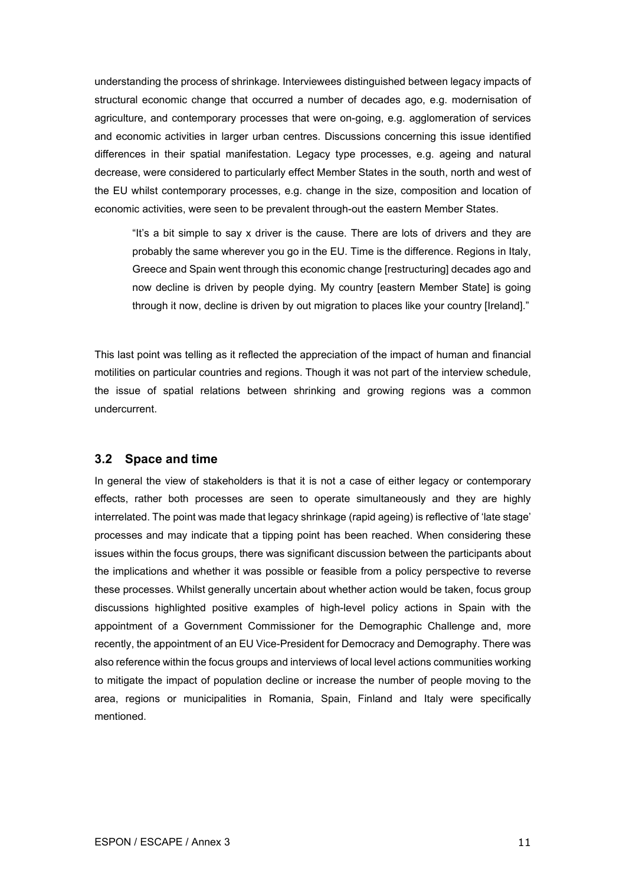understanding the process of shrinkage. Interviewees distinguished between legacy impacts of structural economic change that occurred a number of decades ago, e.g. modernisation of agriculture, and contemporary processes that were on-going, e.g. agglomeration of services and economic activities in larger urban centres. Discussions concerning this issue identified differences in their spatial manifestation. Legacy type processes, e.g. ageing and natural decrease, were considered to particularly effect Member States in the south, north and west of the EU whilst contemporary processes, e.g. change in the size, composition and location of economic activities, were seen to be prevalent through-out the eastern Member States.

> "It's a bit simple to say x driver is the cause. There are lots of drivers and they are probably the same wherever you go in the EU. Time is the difference. Regions in Italy, Greece and Spain went through this economic change [restructuring] decades ago and now decline is driven by people dying. My country [eastern Member State] is going through it now, decline is driven by out migration to places like your country [Ireland]."

This last point was telling as it reflected the appreciation of the impact of human and financial motilities on particular countries and regions. Though it was not part of the interview schedule, the issue of spatial relations between shrinking and growing regions was a common undercurrent.

## 3.2 Space and time

In general the view of stakeholders is that it is not a case of either legacy or contemporary effects, rather both processes are seen to operate simultaneously and they are highly interrelated. The point was made that legacy shrinkage (rapid ageing) is reflective of 'late stage' processes and may indicate that a tipping point has been reached. When considering these issues within the focus groups, there was significant discussion between the participants about the implications and whether it was possible or feasible from a policy perspective to reverse these processes. Whilst generally uncertain about whether action would be taken, focus group discussions highlighted positive examples of high-level policy actions in Spain with the appointment of a Government Commissioner for the Demographic Challenge and, more recently, the appointment of an EU Vice-President for Democracy and Demography. There was also reference within the focus groups and interviews of local level actions communities working to mitigate the impact of population decline or increase the number of people moving to the area, regions or municipalities in Romania, Spain, Finland and Italy were specifically mentioned.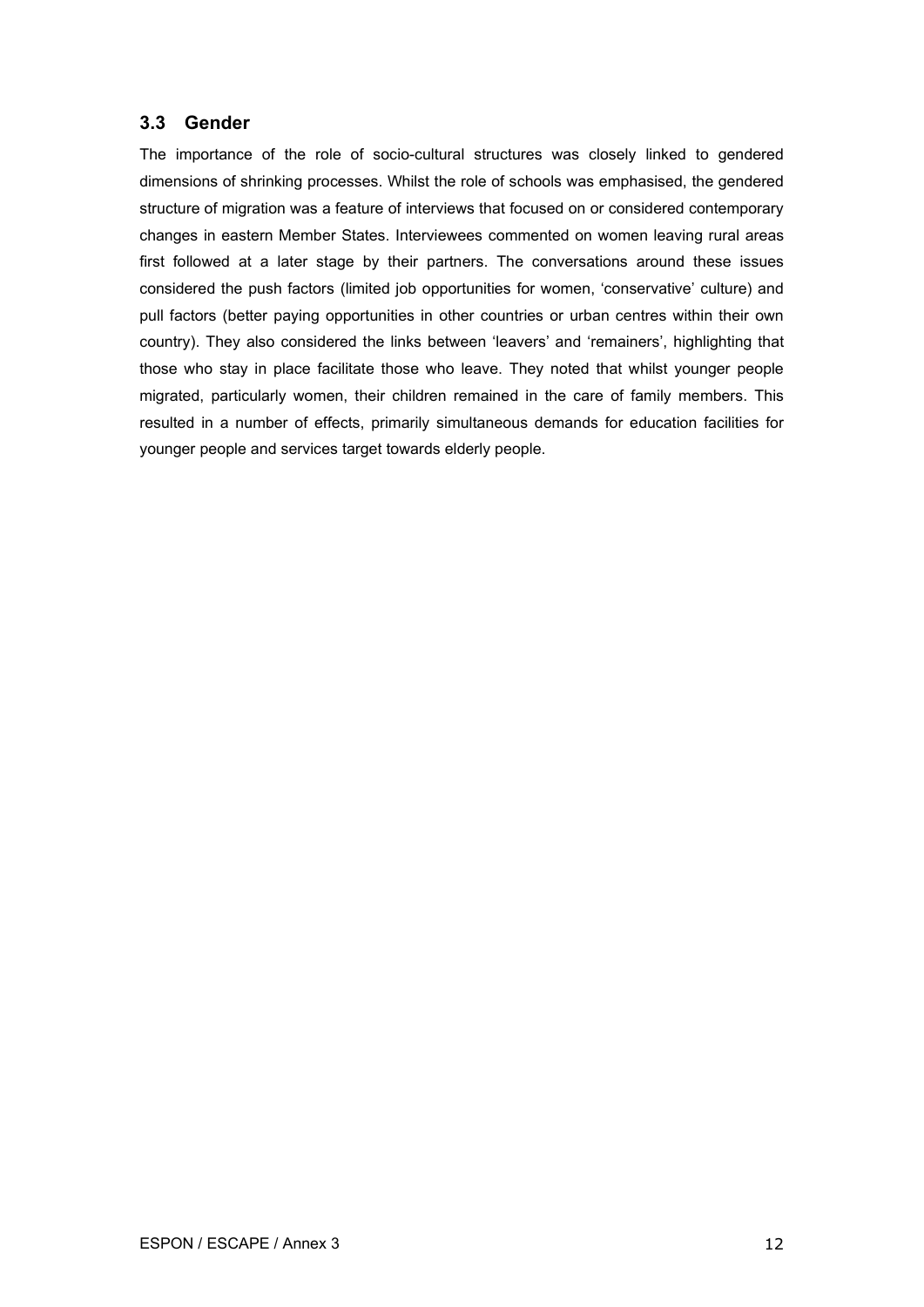### 3.3 Gender

The importance of the role of socio-cultural structures was closely linked to gendered dimensions of shrinking processes. Whilst the role of schools was emphasised, the gendered structure of migration was a feature of interviews that focused on or considered contemporary changes in eastern Member States. Interviewees commented on women leaving rural areas first followed at a later stage by their partners. The conversations around these issues considered the push factors (limited job opportunities for women, 'conservative' culture) and pull factors (better paying opportunities in other countries or urban centres within their own country). They also considered the links between 'leavers' and 'remainers', highlighting that those who stay in place facilitate those who leave. They noted that whilst younger people migrated, particularly women, their children remained in the care of family members. This resulted in a number of effects, primarily simultaneous demands for education facilities for younger people and services target towards elderly people.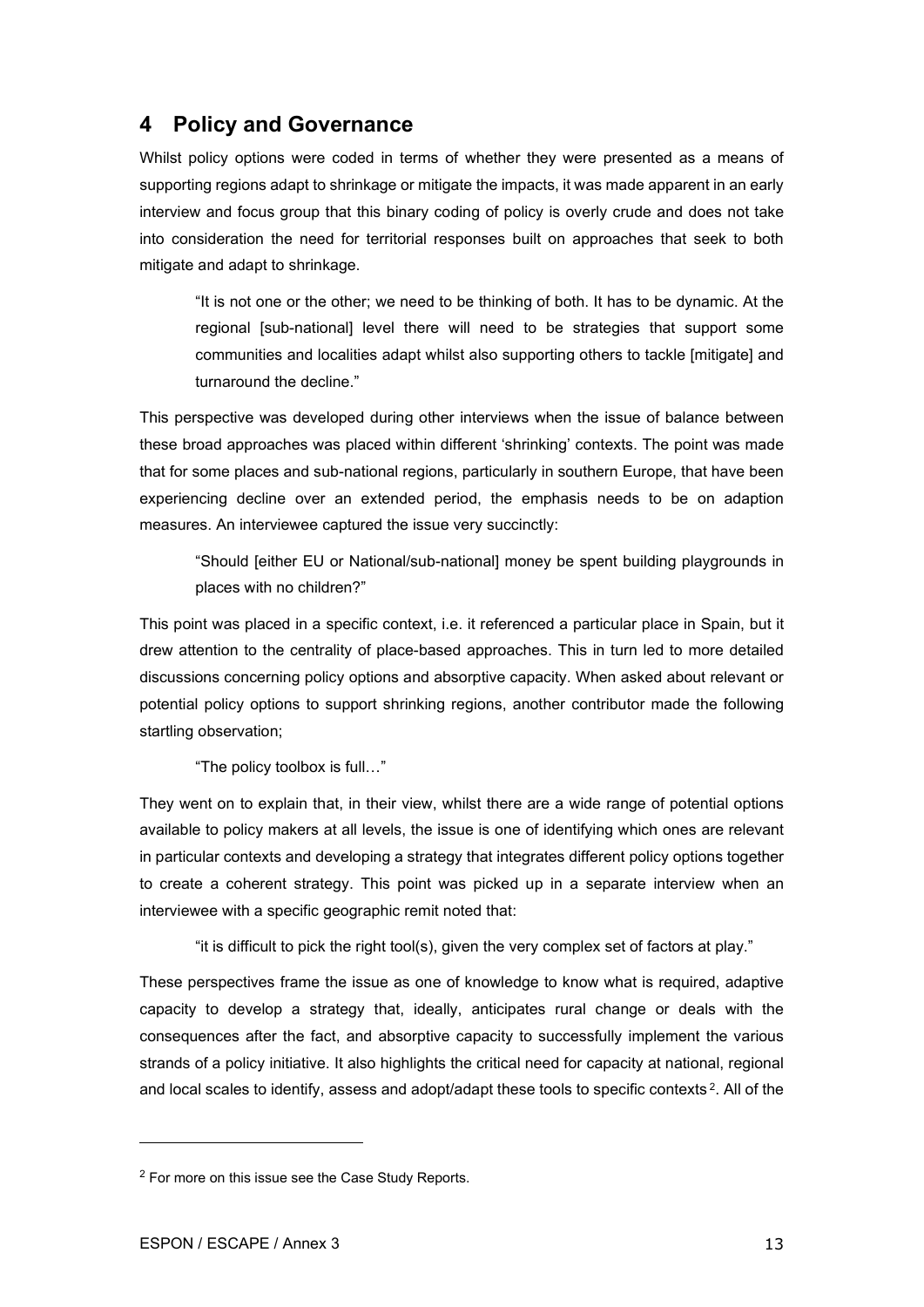## 4 Policy and Governance

Whilst policy options were coded in terms of whether they were presented as a means of supporting regions adapt to shrinkage or mitigate the impacts, it was made apparent in an early interview and focus group that this binary coding of policy is overly crude and does not take into consideration the need for territorial responses built on approaches that seek to both mitigate and adapt to shrinkage.

> "It is not one or the other; we need to be thinking of both. It has to be dynamic. At the regional [sub-national] level there will need to be strategies that support some communities and localities adapt whilst also supporting others to tackle [mitigate] and turnaround the decline."

This perspective was developed during other interviews when the issue of balance between these broad approaches was placed within different 'shrinking' contexts. The point was made that for some places and sub-national regions, particularly in southern Europe, that have been experiencing decline over an extended period, the emphasis needs to be on adaption measures. An interviewee captured the issue very succinctly:

> "Should [either EU or National/sub-national] money be spent building playgrounds in places with no children?"

This point was placed in a specific context, i.e. it referenced a particular place in Spain, but it drew attention to the centrality of place-based approaches. This in turn led to more detailed discussions concerning policy options and absorptive capacity. When asked about relevant or potential policy options to support shrinking regions, another contributor made the following startling observation;

> "The policy toolbox is full…"

They went on to explain that, in their view, whilst there are a wide range of potential options available to policy makers at all levels, the issue is one of identifying which ones are relevant in particular contexts and developing a strategy that integrates different policy options together to create a coherent strategy. This point was picked up in a separate interview when an interviewee with a specific geographic remit noted that:

> "it is difficult to pick the right tool(s), given the very complex set of factors at play."

These perspectives frame the issue as one of knowledge to know what is required, adaptive capacity to develop a strategy that, ideally, anticipates rural change or deals with the consequences after the fact, and absorptive capacity to successfully implement the various strands of a policy initiative. It also highlights the critical need for capacity at national, regional and local scales to identify, assess and adopt/adapt these tools to specific contexts[2]. All of the

[2] For more on this issue see the Case Study Reports.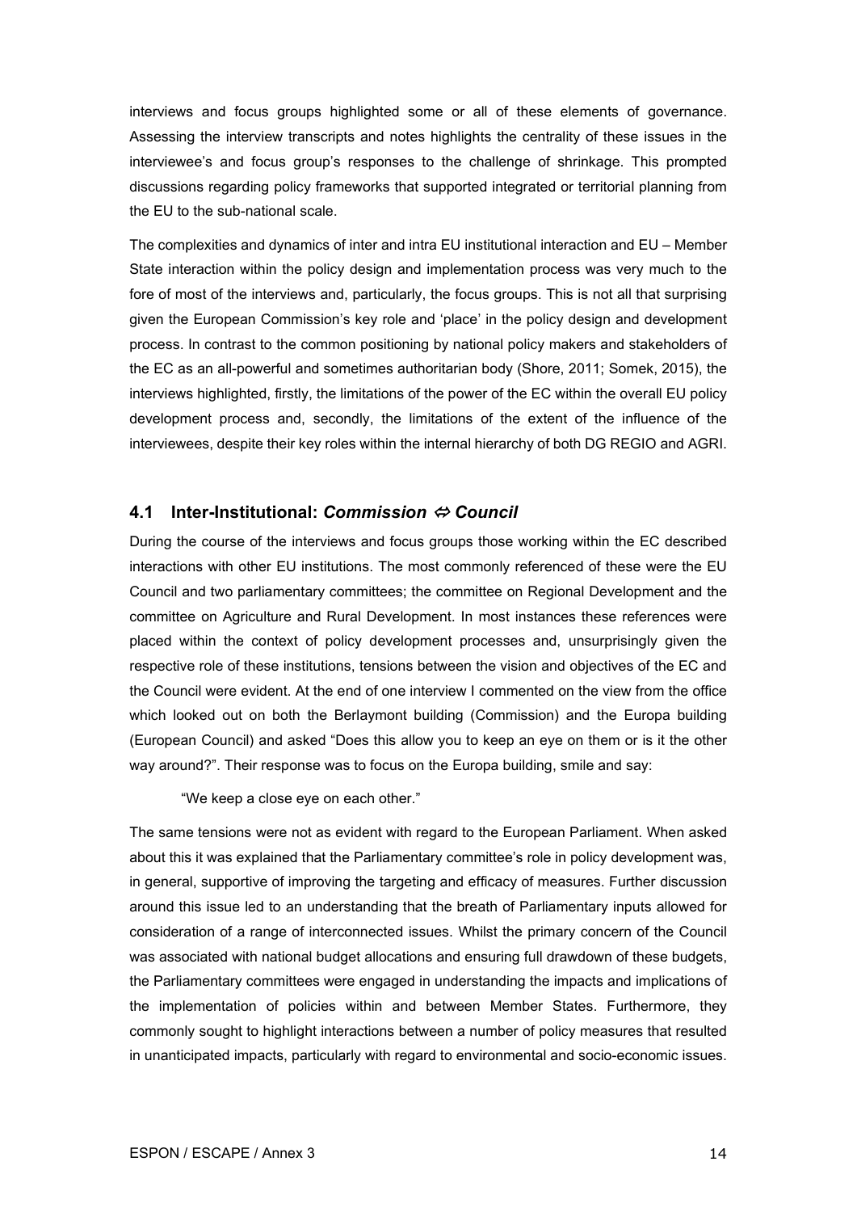interviews and focus groups highlighted some or all of these elements of governance. Assessing the interview transcripts and notes highlights the centrality of these issues in the interviewee's and focus group's responses to the challenge of shrinkage. This prompted discussions regarding policy frameworks that supported integrated or territorial planning from the EU to the sub-national scale.

The complexities and dynamics of inter and intra EU institutional interaction and EU – Member State interaction within the policy design and implementation process was very much to the fore of most of the interviews and, particularly, the focus groups. This is not all that surprising given the European Commission's key role and 'place' in the policy design and development process. In contrast to the common positioning by national policy makers and stakeholders of the EC as an all-powerful and sometimes authoritarian body (Shore, 2011; Somek, 2015), the interviews highlighted, firstly, the limitations of the power of the EC within the overall EU policy development process and, secondly, the limitations of the extent of the influence of the interviewees, despite their key roles within the internal hierarchy of both DG REGIO and AGRI.

## 4.1 Inter-Institutional: *Commission ⇔ Council*

During the course of the interviews and focus groups those working within the EC described interactions with other EU institutions. The most commonly referenced of these were the EU Council and two parliamentary committees; the committee on Regional Development and the committee on Agriculture and Rural Development. In most instances these references were placed within the context of policy development processes and, unsurprisingly given the respective role of these institutions, tensions between the vision and objectives of the EC and the Council were evident. At the end of one interview I commented on the view from the office which looked out on both the Berlaymont building (Commission) and the Europa building (European Council) and asked "Does this allow you to keep an eye on them or is it the other way around?". Their response was to focus on the Europa building, smile and say:

> "We keep a close eye on each other."

The same tensions were not as evident with regard to the European Parliament. When asked about this it was explained that the Parliamentary committee's role in policy development was, in general, supportive of improving the targeting and efficacy of measures. Further discussion around this issue led to an understanding that the breath of Parliamentary inputs allowed for consideration of a range of interconnected issues. Whilst the primary concern of the Council was associated with national budget allocations and ensuring full drawdown of these budgets, the Parliamentary committees were engaged in understanding the impacts and implications of the implementation of policies within and between Member States. Furthermore, they commonly sought to highlight interactions between a number of policy measures that resulted in unanticipated impacts, particularly with regard to environmental and socio-economic issues.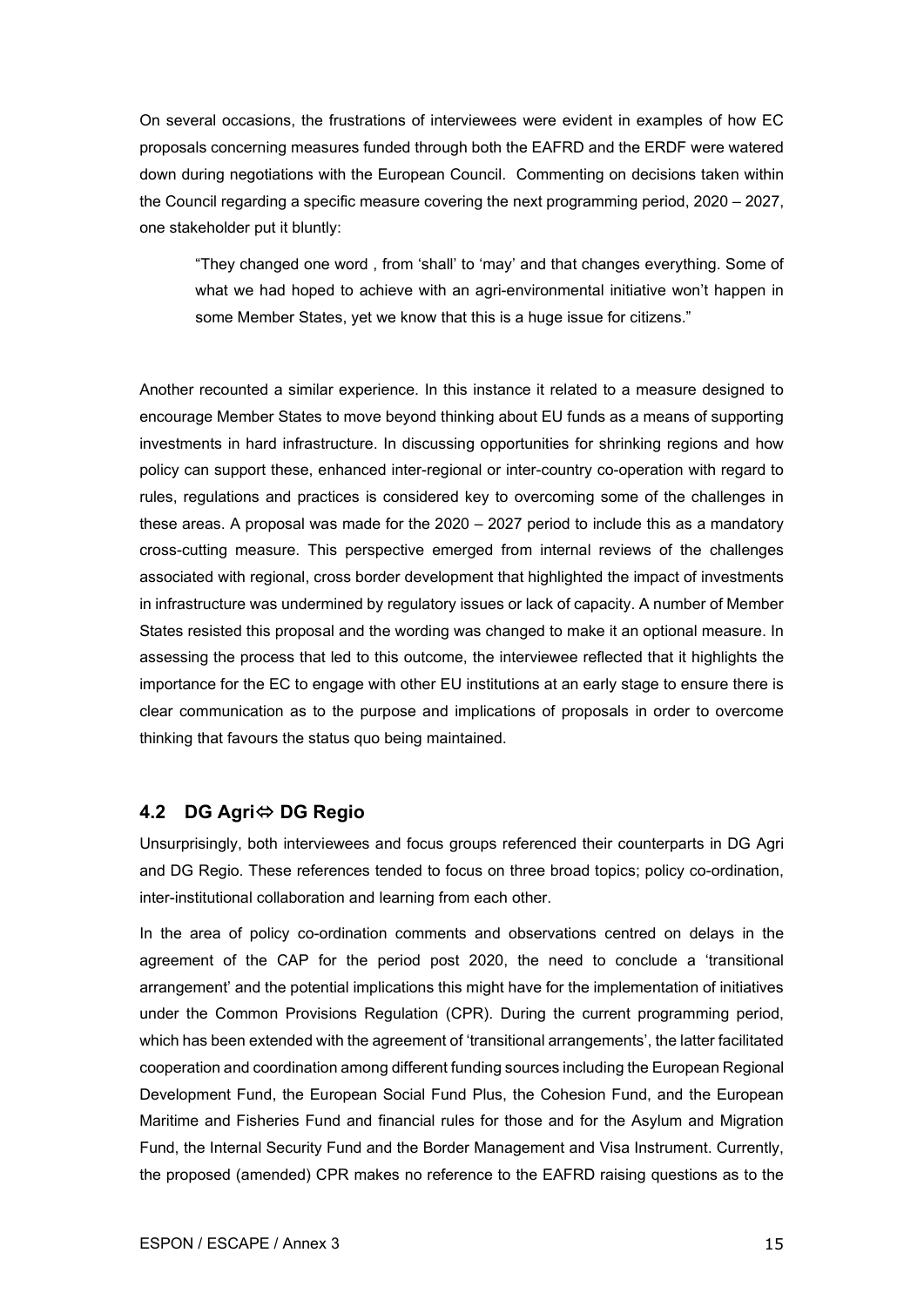On several occasions, the frustrations of interviewees were evident in examples of how EC proposals concerning measures funded through both the EAFRD and the ERDF were watered down during negotiations with the European Council. Commenting on decisions taken within the Council regarding a specific measure covering the next programming period, 2020 – 2027, one stakeholder put it bluntly:

> "They changed one word , from 'shall' to 'may' and that changes everything. Some of what we had hoped to achieve with an agri-environmental initiative won't happen in some Member States, yet we know that this is a huge issue for citizens."

Another recounted a similar experience. In this instance it related to a measure designed to encourage Member States to move beyond thinking about EU funds as a means of supporting investments in hard infrastructure. In discussing opportunities for shrinking regions and how policy can support these, enhanced inter-regional or inter-country co-operation with regard to rules, regulations and practices is considered key to overcoming some of the challenges in these areas. A proposal was made for the 2020 – 2027 period to include this as a mandatory cross-cutting measure. This perspective emerged from internal reviews of the challenges associated with regional, cross border development that highlighted the impact of investments in infrastructure was undermined by regulatory issues or lack of capacity. A number of Member States resisted this proposal and the wording was changed to make it an optional measure. In assessing the process that led to this outcome, the interviewee reflected that it highlights the importance for the EC to engage with other EU institutions at an early stage to ensure there is clear communication as to the purpose and implications of proposals in order to overcome thinking that favours the status quo being maintained.

## 4.2 DG Agri⇔ DG Regio

Unsurprisingly, both interviewees and focus groups referenced their counterparts in DG Agri and DG Regio. These references tended to focus on three broad topics; policy co-ordination, inter-institutional collaboration and learning from each other.

In the area of policy co-ordination comments and observations centred on delays in the agreement of the CAP for the period post 2020, the need to conclude a 'transitional arrangement' and the potential implications this might have for the implementation of initiatives under the Common Provisions Regulation (CPR). During the current programming period, which has been extended with the agreement of 'transitional arrangements', the latter facilitated cooperation and coordination among different funding sources including the European Regional Development Fund, the European Social Fund Plus, the Cohesion Fund, and the European Maritime and Fisheries Fund and financial rules for those and for the Asylum and Migration Fund, the Internal Security Fund and the Border Management and Visa Instrument. Currently, the proposed (amended) CPR makes no reference to the EAFRD raising questions as to the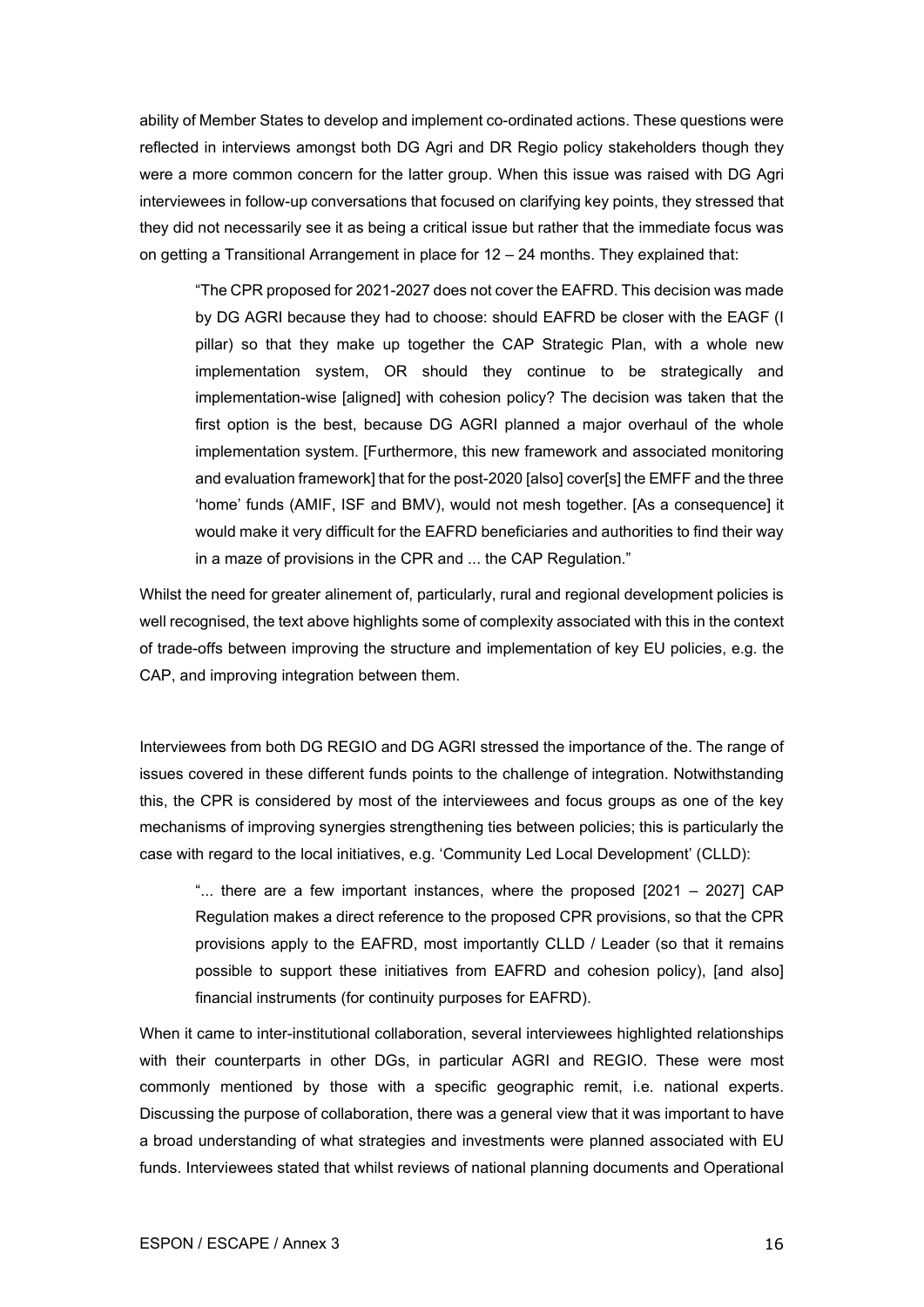ability of Member States to develop and implement co-ordinated actions. These questions were reflected in interviews amongst both DG Agri and DR Regio policy stakeholders though they were a more common concern for the latter group. When this issue was raised with DG Agri interviewees in follow-up conversations that focused on clarifying key points, they stressed that they did not necessarily see it as being a critical issue but rather that the immediate focus was on getting a Transitional Arrangement in place for 12 – 24 months. They explained that:

> "The CPR proposed for 2021-2027 does not cover the EAFRD. This decision was made by DG AGRI because they had to choose: should EAFRD be closer with the EAGF (I pillar) so that they make up together the CAP Strategic Plan, with a whole new implementation system, OR should they continue to be strategically and implementation-wise [aligned] with cohesion policy? The decision was taken that the first option is the best, because DG AGRI planned a major overhaul of the whole implementation system. [Furthermore, this new framework and associated monitoring and evaluation framework] that for the post-2020 [also] cover[s] the EMFF and the three 'home' funds (AMIF, ISF and BMV), would not mesh together. [As a consequence] it would make it very difficult for the EAFRD beneficiaries and authorities to find their way in a maze of provisions in the CPR and ... the CAP Regulation."

Whilst the need for greater alinement of, particularly, rural and regional development policies is well recognised, the text above highlights some of complexity associated with this in the context of trade-offs between improving the structure and implementation of key EU policies, e.g. the CAP, and improving integration between them.

Interviewees from both DG REGIO and DG AGRI stressed the importance of the. The range of issues covered in these different funds points to the challenge of integration. Notwithstanding this, the CPR is considered by most of the interviewees and focus groups as one of the key mechanisms of improving synergies strengthening ties between policies; this is particularly the case with regard to the local initiatives, e.g. 'Community Led Local Development' (CLLD):

> "... there are a few important instances, where the proposed [2021 – 2027] CAP Regulation makes a direct reference to the proposed CPR provisions, so that the CPR provisions apply to the EAFRD, most importantly CLLD / Leader (so that it remains possible to support these initiatives from EAFRD and cohesion policy), [and also] financial instruments (for continuity purposes for EAFRD).

When it came to inter-institutional collaboration, several interviewees highlighted relationships with their counterparts in other DGs, in particular AGRI and REGIO. These were most commonly mentioned by those with a specific geographic remit, i.e. national experts. Discussing the purpose of collaboration, there was a general view that it was important to have a broad understanding of what strategies and investments were planned associated with EU funds. Interviewees stated that whilst reviews of national planning documents and Operational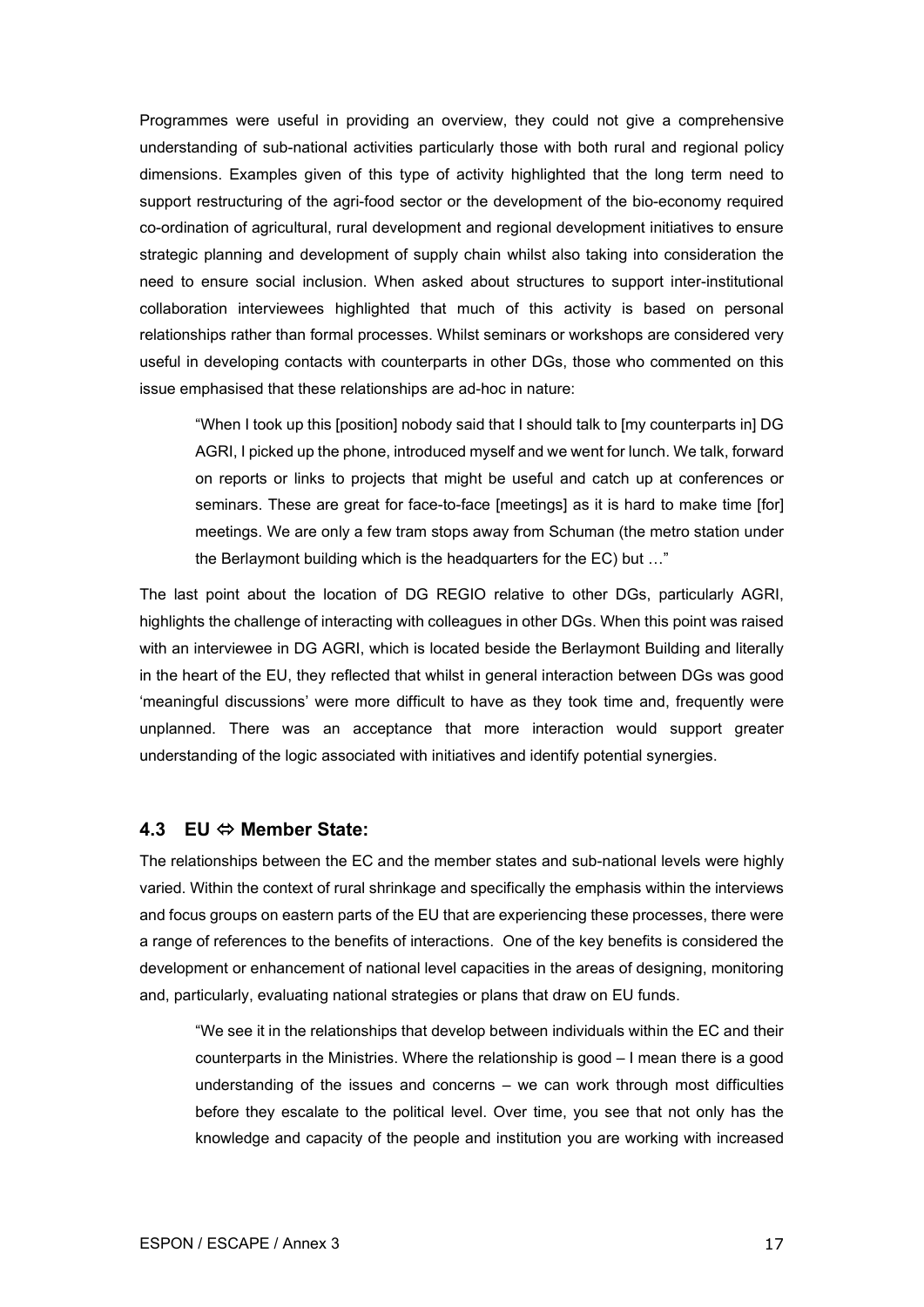Programmes were useful in providing an overview, they could not give a comprehensive understanding of sub-national activities particularly those with both rural and regional policy dimensions. Examples given of this type of activity highlighted that the long term need to support restructuring of the agri-food sector or the development of the bio-economy required co-ordination of agricultural, rural development and regional development initiatives to ensure strategic planning and development of supply chain whilst also taking into consideration the need to ensure social inclusion. When asked about structures to support inter-institutional collaboration interviewees highlighted that much of this activity is based on personal relationships rather than formal processes. Whilst seminars or workshops are considered very useful in developing contacts with counterparts in other DGs, those who commented on this issue emphasised that these relationships are ad-hoc in nature:

> "When I took up this [position] nobody said that I should talk to [my counterparts in] DG AGRI, I picked up the phone, introduced myself and we went for lunch. We talk, forward on reports or links to projects that might be useful and catch up at conferences or seminars. These are great for face-to-face [meetings] as it is hard to make time [for] meetings. We are only a few tram stops away from Schuman (the metro station under the Berlaymont building which is the headquarters for the EC) but …"

The last point about the location of DG REGIO relative to other DGs, particularly AGRI, highlights the challenge of interacting with colleagues in other DGs. When this point was raised with an interviewee in DG AGRI, which is located beside the Berlaymont Building and literally in the heart of the EU, they reflected that whilst in general interaction between DGs was good 'meaningful discussions' were more difficult to have as they took time and, frequently were unplanned. There was an acceptance that more interaction would support greater understanding of the logic associated with initiatives and identify potential synergies.

## 4.3 EU ⬄ Member State:

The relationships between the EC and the member states and sub-national levels were highly varied. Within the context of rural shrinkage and specifically the emphasis within the interviews and focus groups on eastern parts of the EU that are experiencing these processes, there were a range of references to the benefits of interactions. One of the key benefits is considered the development or enhancement of national level capacities in the areas of designing, monitoring and, particularly, evaluating national strategies or plans that draw on EU funds.

> "We see it in the relationships that develop between individuals within the EC and their counterparts in the Ministries. Where the relationship is good – I mean there is a good understanding of the issues and concerns – we can work through most difficulties before they escalate to the political level. Over time, you see that not only has the knowledge and capacity of the people and institution you are working with increased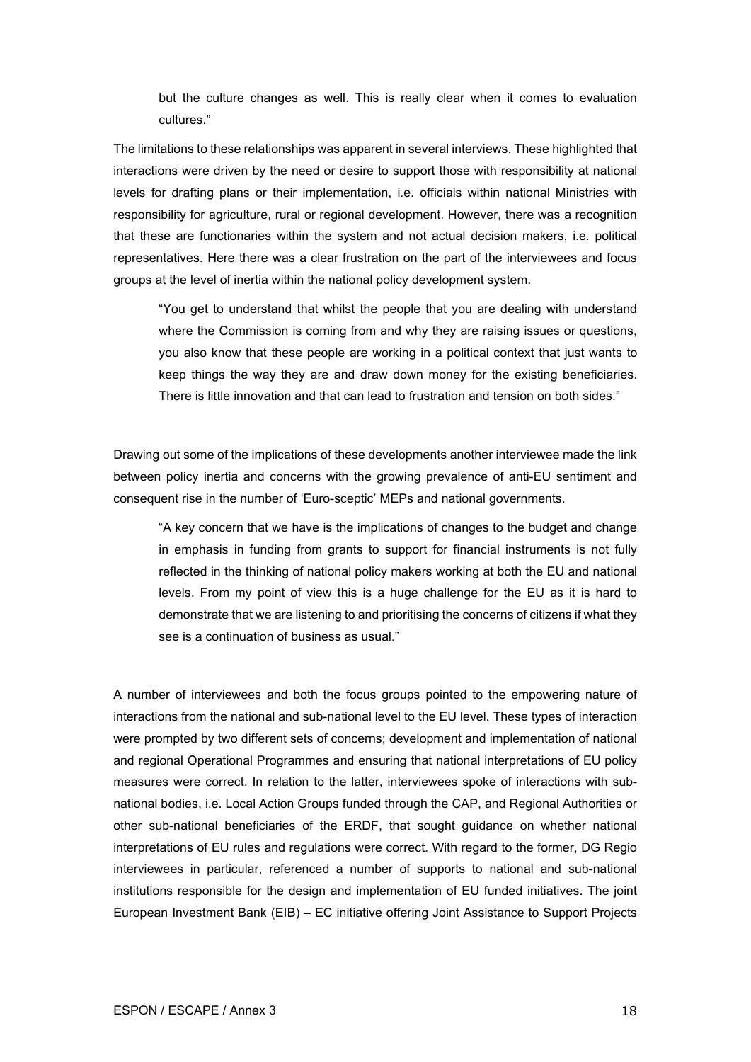> but the culture changes as well. This is really clear when it comes to evaluation cultures."

The limitations to these relationships was apparent in several interviews. These highlighted that interactions were driven by the need or desire to support those with responsibility at national levels for drafting plans or their implementation, i.e. officials within national Ministries with responsibility for agriculture, rural or regional development. However, there was a recognition that these are functionaries within the system and not actual decision makers, i.e. political representatives. Here there was a clear frustration on the part of the interviewees and focus groups at the level of inertia within the national policy development system.

> "You get to understand that whilst the people that you are dealing with understand where the Commission is coming from and why they are raising issues or questions, you also know that these people are working in a political context that just wants to keep things the way they are and draw down money for the existing beneficiaries. There is little innovation and that can lead to frustration and tension on both sides."

Drawing out some of the implications of these developments another interviewee made the link between policy inertia and concerns with the growing prevalence of anti-EU sentiment and consequent rise in the number of 'Euro-sceptic' MEPs and national governments.

> "A key concern that we have is the implications of changes to the budget and change in emphasis in funding from grants to support for financial instruments is not fully reflected in the thinking of national policy makers working at both the EU and national levels. From my point of view this is a huge challenge for the EU as it is hard to demonstrate that we are listening to and prioritising the concerns of citizens if what they see is a continuation of business as usual."

A number of interviewees and both the focus groups pointed to the empowering nature of interactions from the national and sub-national level to the EU level. These types of interaction were prompted by two different sets of concerns; development and implementation of national and regional Operational Programmes and ensuring that national interpretations of EU policy measures were correct. In relation to the latter, interviewees spoke of interactions with sub-national bodies, i.e. Local Action Groups funded through the CAP, and Regional Authorities or other sub-national beneficiaries of the ERDF, that sought guidance on whether national interpretations of EU rules and regulations were correct. With regard to the former, DG Regio interviewees in particular, referenced a number of supports to national and sub-national institutions responsible for the design and implementation of EU funded initiatives. The joint European Investment Bank (EIB) – EC initiative offering Joint Assistance to Support Projects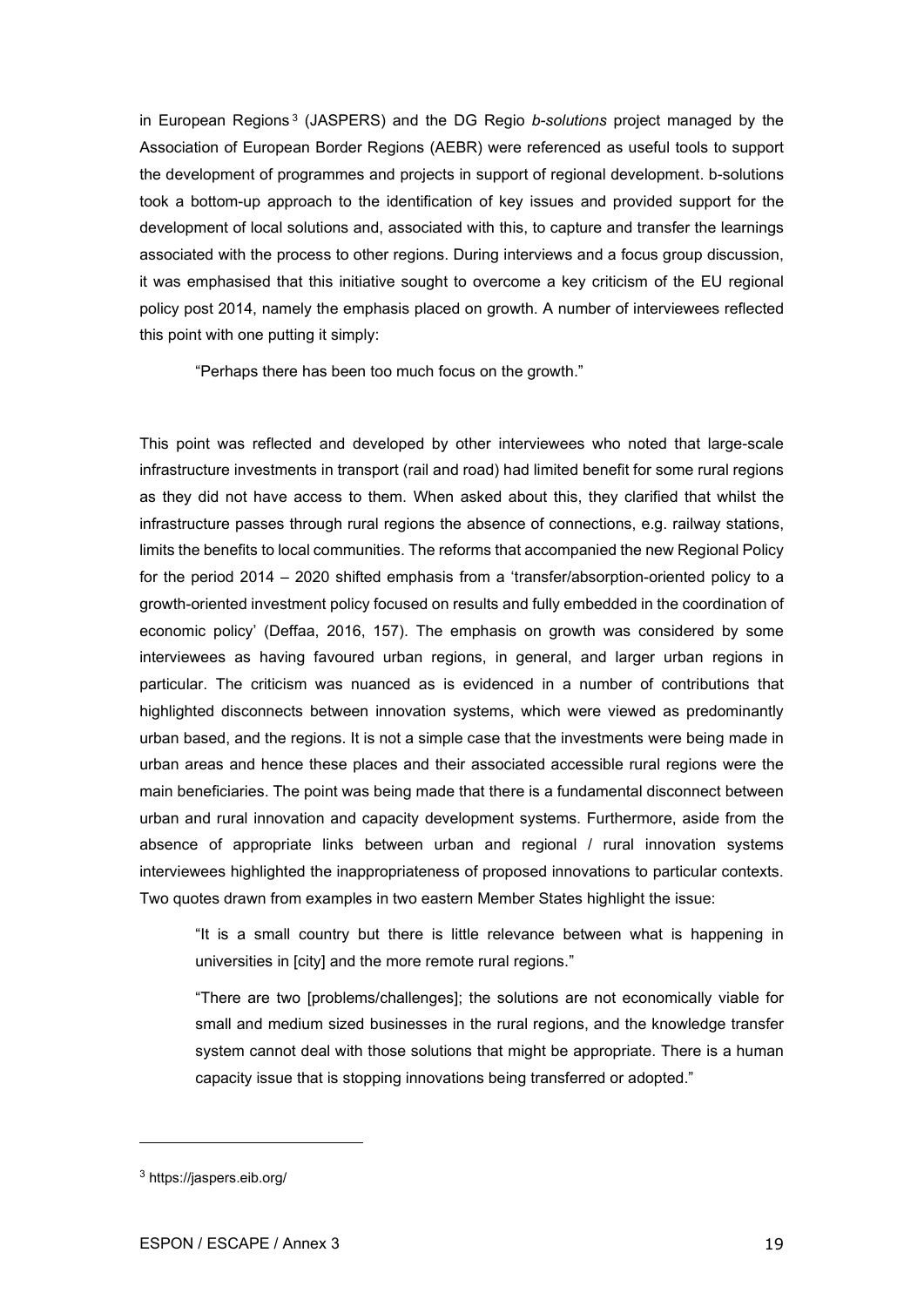in European Regions[3] (JASPERS) and the DG Regio *b-solutions* project managed by the Association of European Border Regions (AEBR) were referenced as useful tools to support the development of programmes and projects in support of regional development. b-solutions took a bottom-up approach to the identification of key issues and provided support for the development of local solutions and, associated with this, to capture and transfer the learnings associated with the process to other regions. During interviews and a focus group discussion, it was emphasised that this initiative sought to overcome a key criticism of the EU regional policy post 2014, namely the emphasis placed on growth. A number of interviewees reflected this point with one putting it simply:

> "Perhaps there has been too much focus on the growth."

This point was reflected and developed by other interviewees who noted that large-scale infrastructure investments in transport (rail and road) had limited benefit for some rural regions as they did not have access to them. When asked about this, they clarified that whilst the infrastructure passes through rural regions the absence of connections, e.g. railway stations, limits the benefits to local communities. The reforms that accompanied the new Regional Policy for the period 2014 – 2020 shifted emphasis from a 'transfer/absorption-oriented policy to a growth-oriented investment policy focused on results and fully embedded in the coordination of economic policy' (Deffaa, 2016, 157). The emphasis on growth was considered by some interviewees as having favoured urban regions, in general, and larger urban regions in particular. The criticism was nuanced as is evidenced in a number of contributions that highlighted disconnects between innovation systems, which were viewed as predominantly urban based, and the regions. It is not a simple case that the investments were being made in urban areas and hence these places and their associated accessible rural regions were the main beneficiaries. The point was being made that there is a fundamental disconnect between urban and rural innovation and capacity development systems. Furthermore, aside from the absence of appropriate links between urban and regional / rural innovation systems interviewees highlighted the inappropriateness of proposed innovations to particular contexts. Two quotes drawn from examples in two eastern Member States highlight the issue:

> "It is a small country but there is little relevance between what is happening in universities in [city] and the more remote rural regions."
>
> "There are two [problems/challenges]; the solutions are not economically viable for small and medium sized businesses in the rural regions, and the knowledge transfer system cannot deal with those solutions that might be appropriate. There is a human capacity issue that is stopping innovations being transferred or adopted."

---

[3] https://jaspers.eib.org/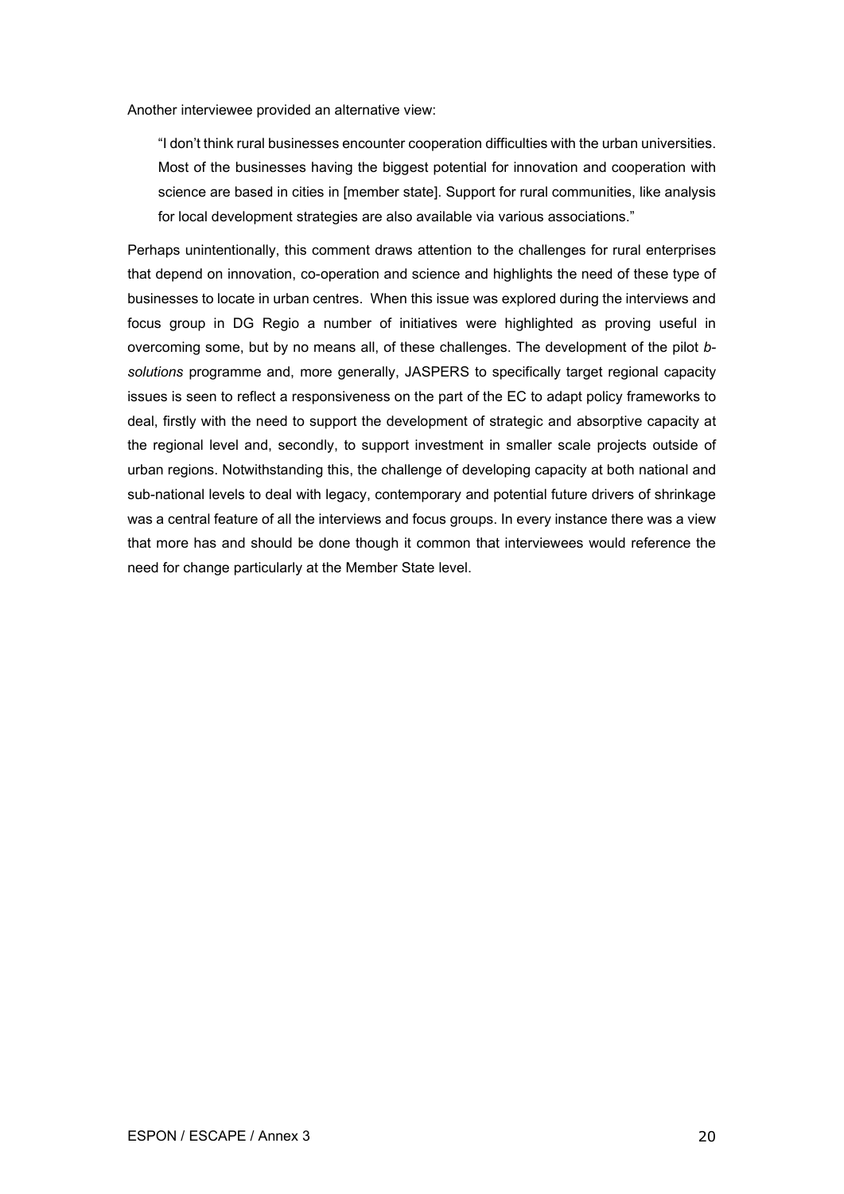Another interviewee provided an alternative view:

> "I don't think rural businesses encounter cooperation difficulties with the urban universities. Most of the businesses having the biggest potential for innovation and cooperation with science are based in cities in [member state]. Support for rural communities, like analysis for local development strategies are also available via various associations."

Perhaps unintentionally, this comment draws attention to the challenges for rural enterprises that depend on innovation, co-operation and science and highlights the need of these type of businesses to locate in urban centres. When this issue was explored during the interviews and focus group in DG Regio a number of initiatives were highlighted as proving useful in overcoming some, but by no means all, of these challenges. The development of the pilot *b-solutions* programme and, more generally, JASPERS to specifically target regional capacity issues is seen to reflect a responsiveness on the part of the EC to adapt policy frameworks to deal, firstly with the need to support the development of strategic and absorptive capacity at the regional level and, secondly, to support investment in smaller scale projects outside of urban regions. Notwithstanding this, the challenge of developing capacity at both national and sub-national levels to deal with legacy, contemporary and potential future drivers of shrinkage was a central feature of all the interviews and focus groups. In every instance there was a view that more has and should be done though it common that interviewees would reference the need for change particularly at the Member State level.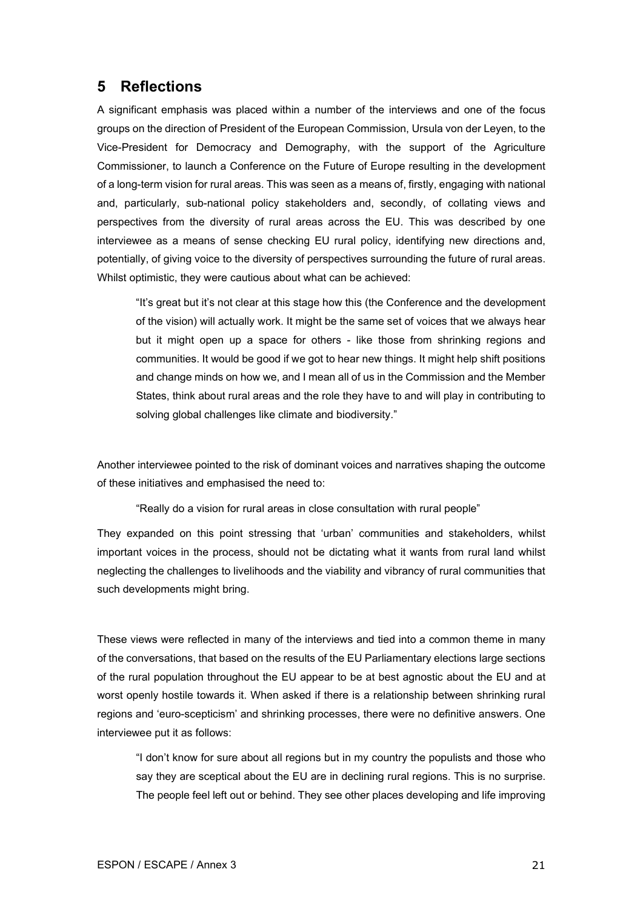## 5 Reflections

A significant emphasis was placed within a number of the interviews and one of the focus groups on the direction of President of the European Commission, Ursula von der Leyen, to the Vice-President for Democracy and Demography, with the support of the Agriculture Commissioner, to launch a Conference on the Future of Europe resulting in the development of a long-term vision for rural areas. This was seen as a means of, firstly, engaging with national and, particularly, sub-national policy stakeholders and, secondly, of collating views and perspectives from the diversity of rural areas across the EU. This was described by one interviewee as a means of sense checking EU rural policy, identifying new directions and, potentially, of giving voice to the diversity of perspectives surrounding the future of rural areas. Whilst optimistic, they were cautious about what can be achieved:

> "It's great but it's not clear at this stage how this (the Conference and the development of the vision) will actually work. It might be the same set of voices that we always hear but it might open up a space for others - like those from shrinking regions and communities. It would be good if we got to hear new things. It might help shift positions and change minds on how we, and I mean all of us in the Commission and the Member States, think about rural areas and the role they have to and will play in contributing to solving global challenges like climate and biodiversity."

Another interviewee pointed to the risk of dominant voices and narratives shaping the outcome of these initiatives and emphasised the need to:

> "Really do a vision for rural areas in close consultation with rural people"

They expanded on this point stressing that 'urban' communities and stakeholders, whilst important voices in the process, should not be dictating what it wants from rural land whilst neglecting the challenges to livelihoods and the viability and vibrancy of rural communities that such developments might bring.

These views were reflected in many of the interviews and tied into a common theme in many of the conversations, that based on the results of the EU Parliamentary elections large sections of the rural population throughout the EU appear to be at best agnostic about the EU and at worst openly hostile towards it. When asked if there is a relationship between shrinking rural regions and 'euro-scepticism' and shrinking processes, there were no definitive answers. One interviewee put it as follows:

> "I don't know for sure about all regions but in my country the populists and those who say they are sceptical about the EU are in declining rural regions. This is no surprise. The people feel left out or behind. They see other places developing and life improving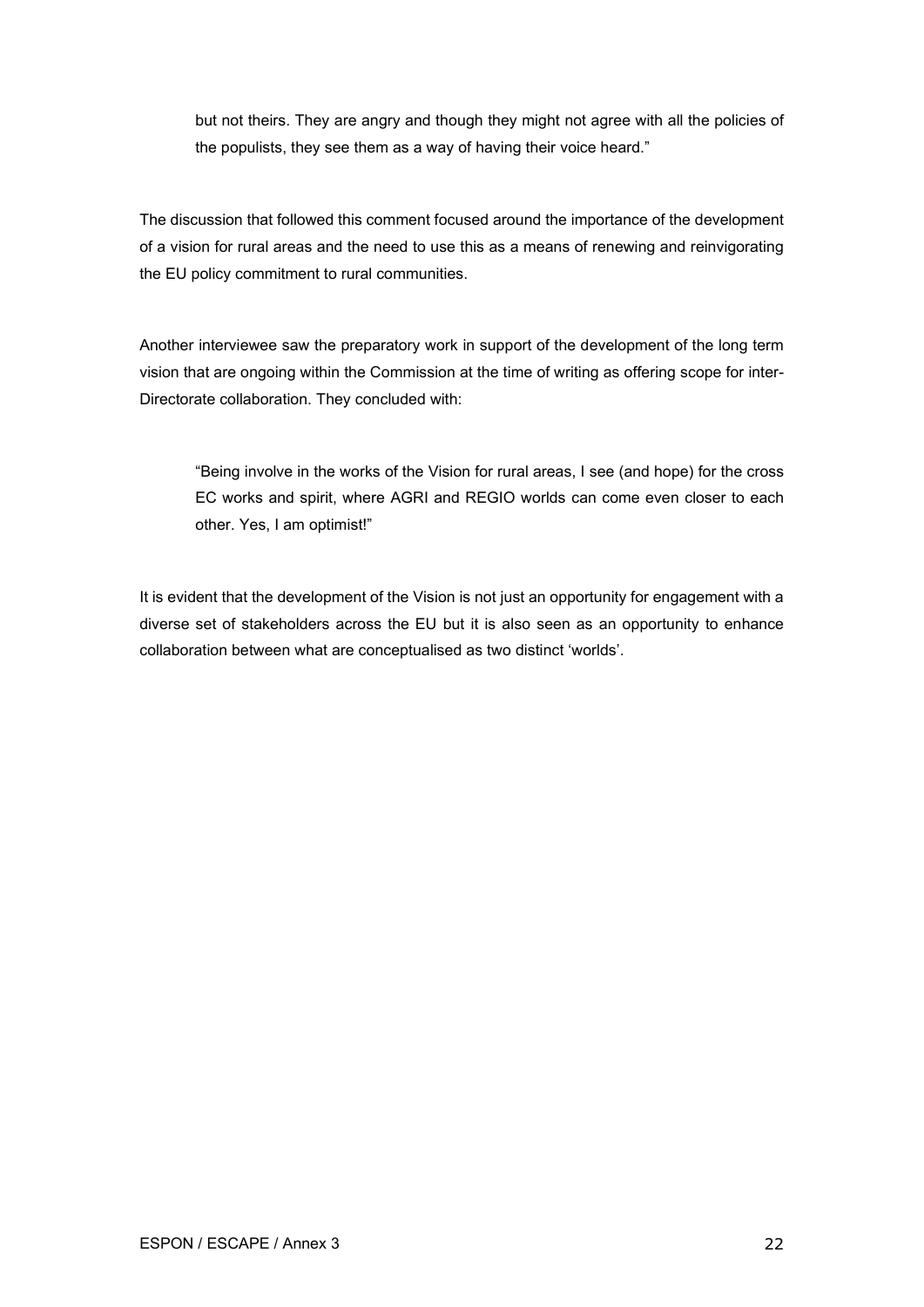> but not theirs. They are angry and though they might not agree with all the policies of the populists, they see them as a way of having their voice heard."

The discussion that followed this comment focused around the importance of the development of a vision for rural areas and the need to use this as a means of renewing and reinvigorating the EU policy commitment to rural communities.

Another interviewee saw the preparatory work in support of the development of the long term vision that are ongoing within the Commission at the time of writing as offering scope for inter-Directorate collaboration. They concluded with:

> "Being involve in the works of the Vision for rural areas, I see (and hope) for the cross EC works and spirit, where AGRI and REGIO worlds can come even closer to each other. Yes, I am optimist!"

It is evident that the development of the Vision is not just an opportunity for engagement with a diverse set of stakeholders across the EU but it is also seen as an opportunity to enhance collaboration between what are conceptualised as two distinct 'worlds'.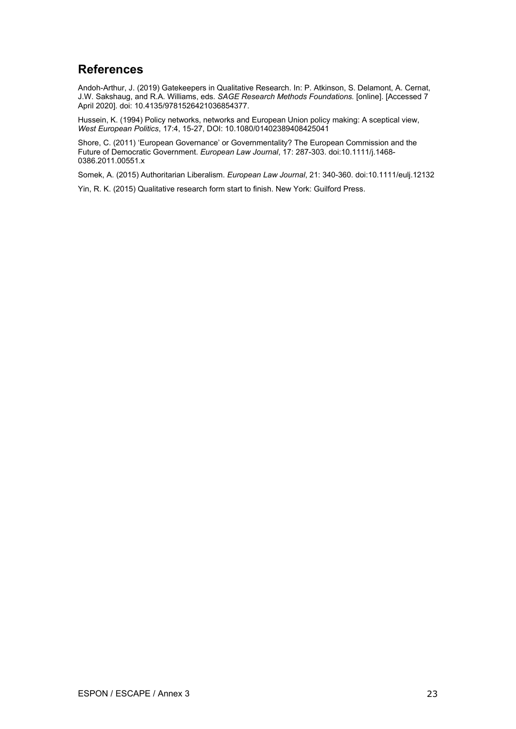## References

Andoh-Arthur, J. (2019) Gatekeepers in Qualitative Research. In: P. Atkinson, S. Delamont, A. Cernat, J.W. Sakshaug, and R.A. Williams, eds. *SAGE Research Methods Foundations.* [online]. [Accessed 7 April 2020]. doi: 10.4135/9781526421036854377.

Hussein, K. (1994) Policy networks, networks and European Union policy making: A sceptical view, *West European Politics*, 17:4, 15-27, DOI: 10.1080/01402389408425041

Shore, C. (2011) 'European Governance' or Governmentality? The European Commission and the Future of Democratic Government. *European Law Journal*, 17: 287-303. doi:10.1111/j.1468-0386.2011.00551.x

Somek, A. (2015) Authoritarian Liberalism. *European Law Journal*, 21: 340-360. doi:10.1111/eulj.12132

Yin, R. K. (2015) Qualitative research form start to finish. New York: Guilford Press.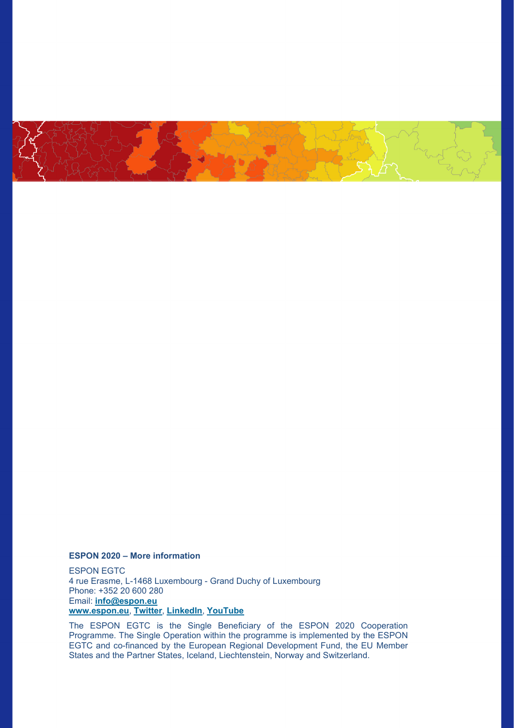**ESPON 2020 – More information**

ESPON EGTC
4 rue Erasme, L-1468 Luxembourg - Grand Duchy of Luxembourg
Phone: +352 20 600 280
Email: **info@espon.eu**
**www.espon.eu**, **Twitter**, **LinkedIn**, **YouTube**

The ESPON EGTC is the Single Beneficiary of the ESPON 2020 Cooperation Programme. The Single Operation within the programme is implemented by the ESPON EGTC and co-financed by the European Regional Development Fund, the EU Member States and the Partner States, Iceland, Liechtenstein, Norway and Switzerland.